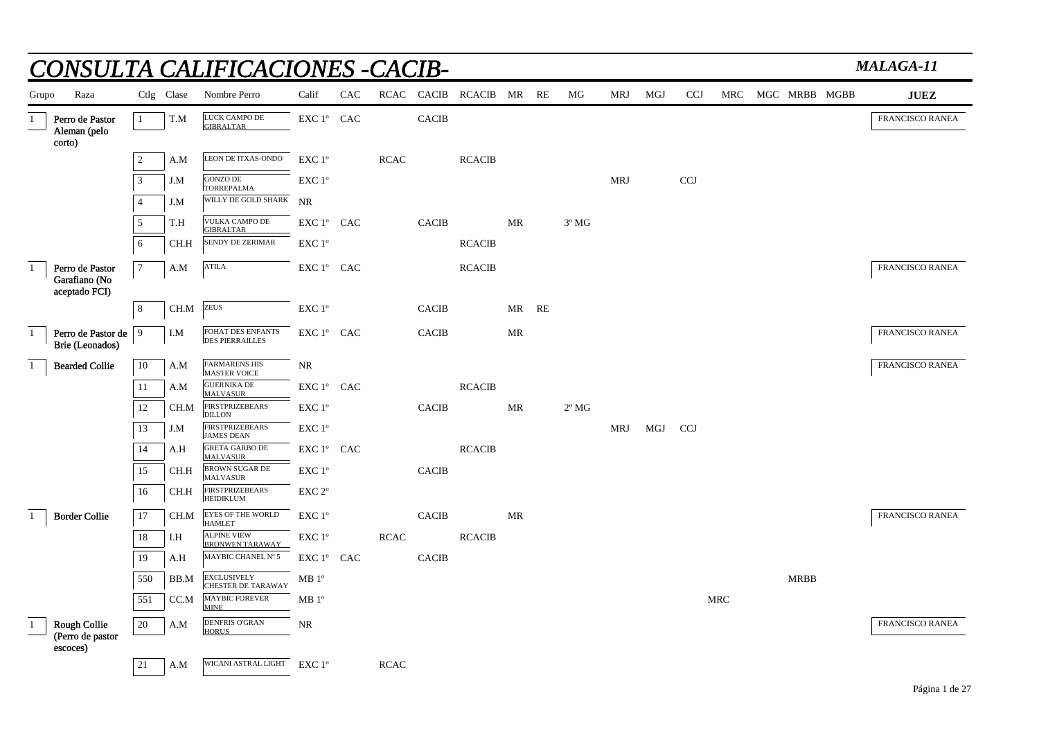# CONSULTA CALIFICACIONES -CACIB-

**MALAGA-11**

| Grupo | Raza | Ctlg | Clase | Nombre Perro | Calif | CAC | RCAC | CACIB | RCACIB | MR | RE | MG | MRJ | MGJ | CCJ | MRC | MGC | MRBB | MGBB | JUEZ |
|---|---|---|---|---|---|---|---|---|---|---|---|---|---|---|---|---|---|---|---|---|
| 1 | Perro de Pastor Aleman (pelo corto) | 1 | T.M | LUCK CAMPO DE GIBRALTAR | EXC 1º | CAC | | CACIB | | | | | | | | | | | | FRANCISCO RANEA |
| | | 2 | A.M | LEON DE ITXAS-ONDO | EXC 1º | | RCAC | | RCACIB | | | | | | | | | | | |
| | | 3 | J.M | GONZO DE TORREPALMA | EXC 1º | | | | | | | | MRJ | | CCJ | | | | | |
| | | 4 | J.M | WILLY DE GOLD SHARK | NR | | | | | | | | | | | | | | | |
| | | 5 | T.H | VULKA CAMPO DE GIBRALTAR | EXC 1º | CAC | | CACIB | | MR | | 3º MG | | | | | | | | |
| | | 6 | CH.H | SENDY DE ZERIMAR | EXC 1º | | | | RCACIB | | | | | | | | | | | |
| 1 | Perro de Pastor Garafiano (No aceptado FCI) | 7 | A.M | ATILA | EXC 1º | CAC | | | RCACIB | | | | | | | | | | | FRANCISCO RANEA |
| | | 8 | CH.M | ZEUS | EXC 1º | | | CACIB | | MR | RE | | | | | | | | | |
| 1 | Perro de Pastor de Brie (Leonados) | 9 | I.M | FOHAT DES ENFANTS DES PIERRAILLES | EXC 1º | CAC | | CACIB | | MR | | | | | | | | | | FRANCISCO RANEA |
| 1 | Bearded Collie | 10 | A.M | FARMARENS HIS MASTER VOICE | NR | | | | | | | | | | | | | | | FRANCISCO RANEA |
| | | 11 | A.M | GUERNIKA DE MALVASUR | EXC 1º | CAC | | | RCACIB | | | | | | | | | | | |
| | | 12 | CH.M | FIRSTPRIZEBEARS DILLON | EXC 1º | | | CACIB | | MR | | 2º MG | | | | | | | | |
| | | 13 | J.M | FIRSTPRIZEBEARS JAMES DEAN | EXC 1º | | | | | | | | MRJ | MGJ | CCJ | | | | | |
| | | 14 | A.H | GRETA GARBO DE MALVASUR | EXC 1º | CAC | | | RCACIB | | | | | | | | | | | |
| | | 15 | CH.H | BROWN SUGAR DE MALVASUR | EXC 1º | | | CACIB | | | | | | | | | | | | |
| | | 16 | CH.H | FIRSTPRIZEBEARS HEIDIKLUM | EXC 2º | | | | | | | | | | | | | | | |
| 1 | Border Collie | 17 | CH.M | EYES OF THE WORLD HAMLET | EXC 1º | | | CACIB | | MR | | | | | | | | | | FRANCISCO RANEA |
| | | 18 | I.H | ALPINE VIEW BRONWEN TARAWAY | EXC 1º | | RCAC | | RCACIB | | | | | | | | | | | |
| | | 19 | A.H | MAYBIC CHANEL Nº 5 | EXC 1º | CAC | | CACIB | | | | | | | | | | | | |
| | | 550 | BB.M | EXCLUSIVELY CHESTER DE TARAWAY | MB 1º | | | | | | | | | | | | | MRBB | | |
| | | 551 | CC.M | MAYBIC FOREVER MINE | MB 1º | | | | | | | | | | | MRC | | | | |
| 1 | Rough Collie (Perro de pastor escoces) | 20 | A.M | DENFRIS O'GRAN HORUS | NR | | | | | | | | | | | | | | | FRANCISCO RANEA |
| | | 21 | A.M | WICANI ASTRAL LIGHT | EXC 1º | | RCAC | | | | | | | | | | | | | |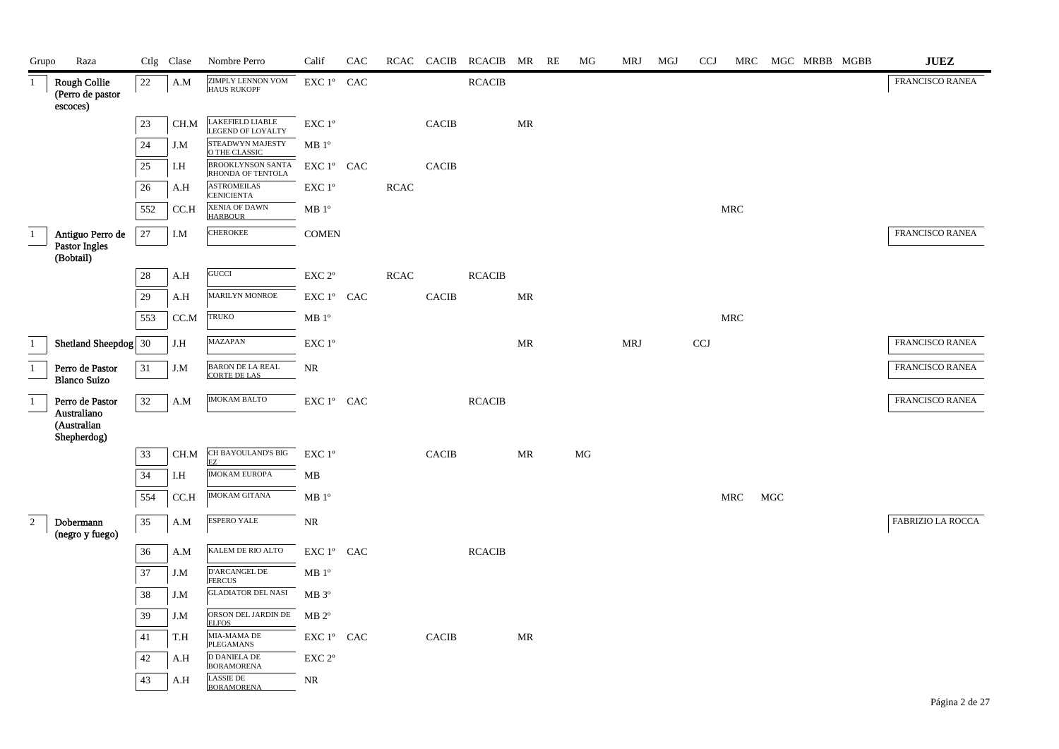| Grupo | Raza | Ctlg | Clase | Nombre Perro | Calif | CAC | RCAC | CACIB | RCACIB | MR | RE | MG | MRJ | MGJ | CCJ | MRC | MGC | MRBB | MGBB | JUEZ |
|---|---|---|---|---|---|---|---|---|---|---|---|---|---|---|---|---|---|---|---|---|
| 1 | Rough Collie (Perro de pastor escoces) | 22 | A.M | ZIMPLY LENNON VOM HAUS RUKOPF | EXC 1º | CAC | | | RCACIB | | | | | | | | | | | FRANCISCO RANEA |
| | | 23 | CH.M | LAKEFIELD LIABLE LEGEND OF LOYALTY | EXC 1º | | | CACIB | | MR | | | | | | | | | | |
| | | 24 | J.M | STEADWYN MAJESTY O THE CLASSIC | MB 1º | | | | | | | | | | | | | | | |
| | | 25 | I.H | BROOKLYNSON SANTA RHONDA OF TENTOLA | EXC 1º | CAC | | CACIB | | | | | | | | | | | | |
| | | 26 | A.H | ASTROMEILAS CENICIENTA | EXC 1º | | RCAC | | | | | | | | | | | | | |
| | | 552 | CC.H | XENIA OF DAWN HARBOUR | MB 1º | | | | | | | | | | | MRC | | | | |
| 1 | Antiguo Perro de Pastor Ingles (Bobtail) | 27 | I.M | CHEROKEE | COMEN | | | | | | | | | | | | | | | FRANCISCO RANEA |
| | | 28 | A.H | GUCCI | EXC 2º | | RCAC | | RCACIB | | | | | | | | | | | |
| | | 29 | A.H | MARILYN MONROE | EXC 1º | CAC | | CACIB | | MR | | | | | | | | | | |
| | | 553 | CC.M | TRUKO | MB 1º | | | | | | | | | | | MRC | | | | |
| 1 | Shetland Sheepdog | 30 | J.H | MAZAPAN | EXC 1º | | | | | MR | | | MRJ | | CCJ | | | | | FRANCISCO RANEA |
| 1 | Perro de Pastor Blanco Suizo | 31 | J.M | BARON DE LA REAL CORTE DE LAS | NR | | | | | | | | | | | | | | | FRANCISCO RANEA |
| 1 | Perro de Pastor Australiano (Australian Shepherdog) | 32 | A.M | IMOKAM BALTO | EXC 1º | CAC | | | RCACIB | | | | | | | | | | | FRANCISCO RANEA |
| | | 33 | CH.M | CH BAYOULAND'S BIG EZ | EXC 1º | | | CACIB | | MR | | MG | | | | | | | | |
| | | 34 | I.H | IMOKAM EUROPA | MB | | | | | | | | | | | | | | | |
| | | 554 | CC.H | IMOKAM GITANA | MB 1º | | | | | | | | | | | MRC | MGC | | | |
| 2 | Dobermann (negro y fuego) | 35 | A.M | ESPERO YALE | NR | | | | | | | | | | | | | | | FABRIZIO LA ROCCA |
| | | 36 | A.M | KALEM DE RIO ALTO | EXC 1º | CAC | | | RCACIB | | | | | | | | | | | |
| | | 37 | J.M | D'ARCANGEL DE FERCUS | MB 1º | | | | | | | | | | | | | | | |
| | | 38 | J.M | GLADIATOR DEL NASI | MB 3º | | | | | | | | | | | | | | | |
| | | 39 | J.M | ORSON DEL JARDIN DE ELFOS | MB 2º | | | | | | | | | | | | | | | |
| | | 41 | T.H | MIA-MAMA DE PLEGAMANS | EXC 1º | CAC | | CACIB | | MR | | | | | | | | | | |
| | | 42 | A.H | D DANIELA DE BORAMORENA | EXC 2º | | | | | | | | | | | | | | | |
| | | 43 | A.H | LASSIE DE BORAMORENA | NR | | | | | | | | | | | | | | | |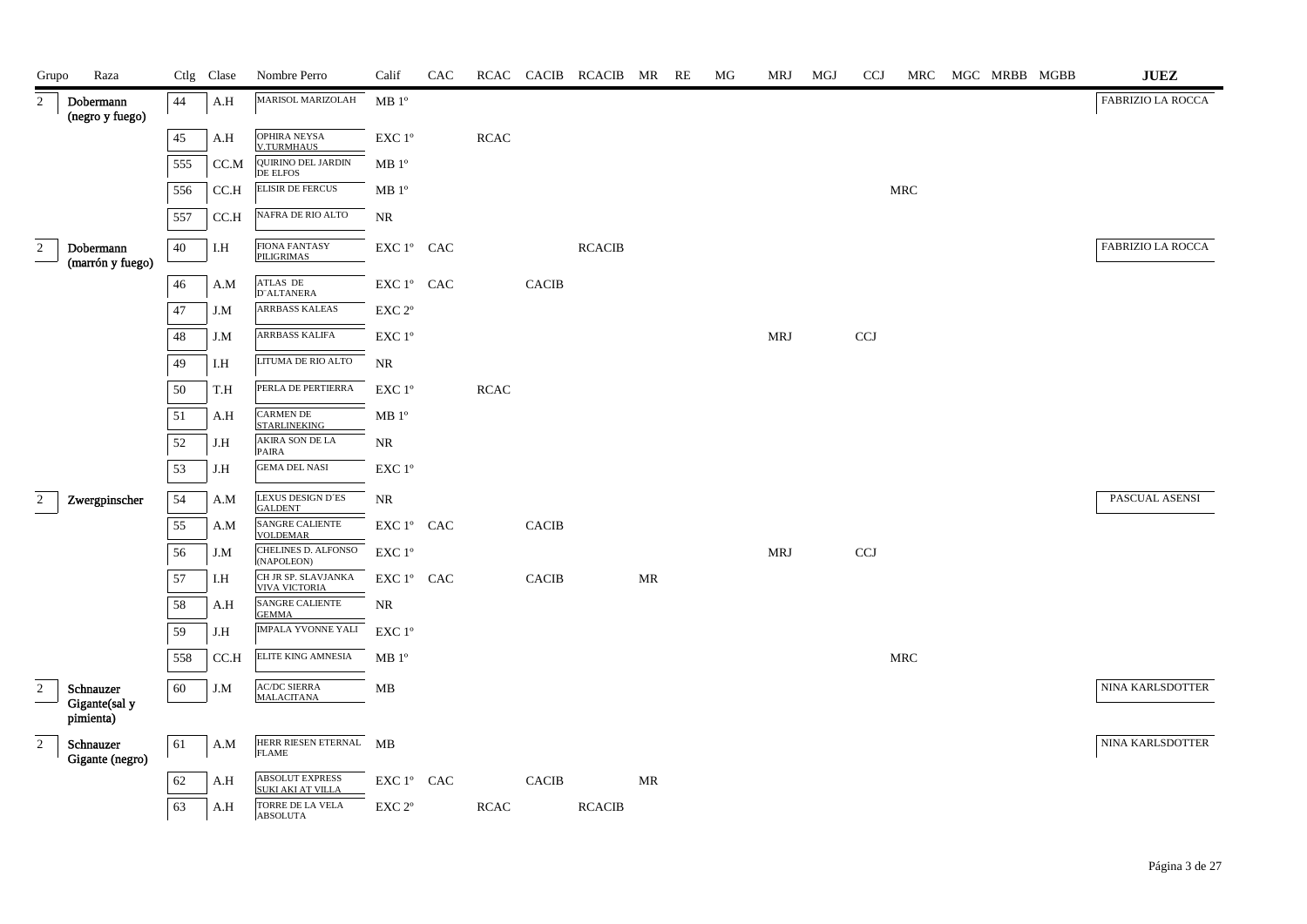| Grupo | Raza | Ctlg | Clase | Nombre Perro | Calif | CAC | RCAC | CACIB | RCACIB | MR | RE | MG | MRJ | MGJ | CCJ | MRC | MGC | MRBB | MGBB | JUEZ |
|---|---|---|---|---|---|---|---|---|---|---|---|---|---|---|---|---|---|---|---|---|
| 2 | Dobermann (negro y fuego) | 44 | A.H | MARISOL MARIZOLAH | MB 1º | | | | | | | | | | | | | | | FABRIZIO LA ROCCA |
| | | 45 | A.H | OPHIRA NEYSA V.TURMHAUS | EXC 1º | | RCAC | | | | | | | | | | | | | |
| | | 555 | CC.M | QUIRINO DEL JARDIN DE ELFOS | MB 1º | | | | | | | | | | | | | | | |
| | | 556 | CC.H | ELISIR DE FERCUS | MB 1º | | | | | | | | | | | MRC | | | | |
| | | 557 | CC.H | NAFRA DE RIO ALTO | NR | | | | | | | | | | | | | | | |
| 2 | Dobermann (marrón y fuego) | 40 | I.H | FIONA FANTASY PILIGRIMAS | EXC 1º | CAC | | | RCACIB | | | | | | | | | | | FABRIZIO LA ROCCA |
| | | 46 | A.M | ATLAS DE D´ALTANERA | EXC 1º | CAC | | CACIB | | | | | | | | | | | | |
| | | 47 | J.M | ARRBASS KALEAS | EXC 2º | | | | | | | | | | | | | | | |
| | | 48 | J.M | ARRBASS KALIFA | EXC 1º | | | | | | | | MRJ | | CCJ | | | | | |
| | | 49 | I.H | LITUMA DE RIO ALTO | NR | | | | | | | | | | | | | | | |
| | | 50 | T.H | PERLA DE PERTIERRA | EXC 1º | | RCAC | | | | | | | | | | | | | |
| | | 51 | A.H | CARMEN DE STARLINEKING | MB 1º | | | | | | | | | | | | | | | |
| | | 52 | J.H | AKIRA SON DE LA PAIRA | NR | | | | | | | | | | | | | | | |
| | | 53 | J.H | GEMA DEL NASI | EXC 1º | | | | | | | | | | | | | | | |
| 2 | Zwergpinscher | 54 | A.M | LEXUS DESIGN D´ES GALDENT | NR | | | | | | | | | | | | | | | PASCUAL ASENSI |
| | | 55 | A.M | SANGRE CALIENTE VOLDEMAR | EXC 1º | CAC | | CACIB | | | | | | | | | | | | |
| | | 56 | J.M | CHELINES D. ALFONSO (NAPOLEON) | EXC 1º | | | | | | | | MRJ | | CCJ | | | | | |
| | | 57 | I.H | CH JR SP. SLAVJANKA VIVA VICTORIA | EXC 1º | CAC | | CACIB | | MR | | | | | | | | | | |
| | | 58 | A.H | SANGRE CALIENTE GEMMA | NR | | | | | | | | | | | | | | | |
| | | 59 | J.H | IMPALA YVONNE YALI | EXC 1º | | | | | | | | | | | | | | | |
| | | 558 | CC.H | ELITE KING AMNESIA | MB 1º | | | | | | | | | | | MRC | | | | |
| 2 | Schnauzer Gigante(sal y pimienta) | 60 | J.M | AC/DC SIERRA MALACITANA | MB | | | | | | | | | | | | | | | NINA KARLSDOTTER |
| 2 | Schnauzer Gigante (negro) | 61 | A.M | HERR RIESEN ETERNAL FLAME | MB | | | | | | | | | | | | | | | NINA KARLSDOTTER |
| | | 62 | A.H | ABSOLUT EXPRESS SUKI AKI AT VILLA | EXC 1º | CAC | | CACIB | | MR | | | | | | | | | | |
| | | 63 | A.H | TORRE DE LA VELA ABSOLUTA | EXC 2º | | RCAC | | RCACIB | | | | | | | | | | | |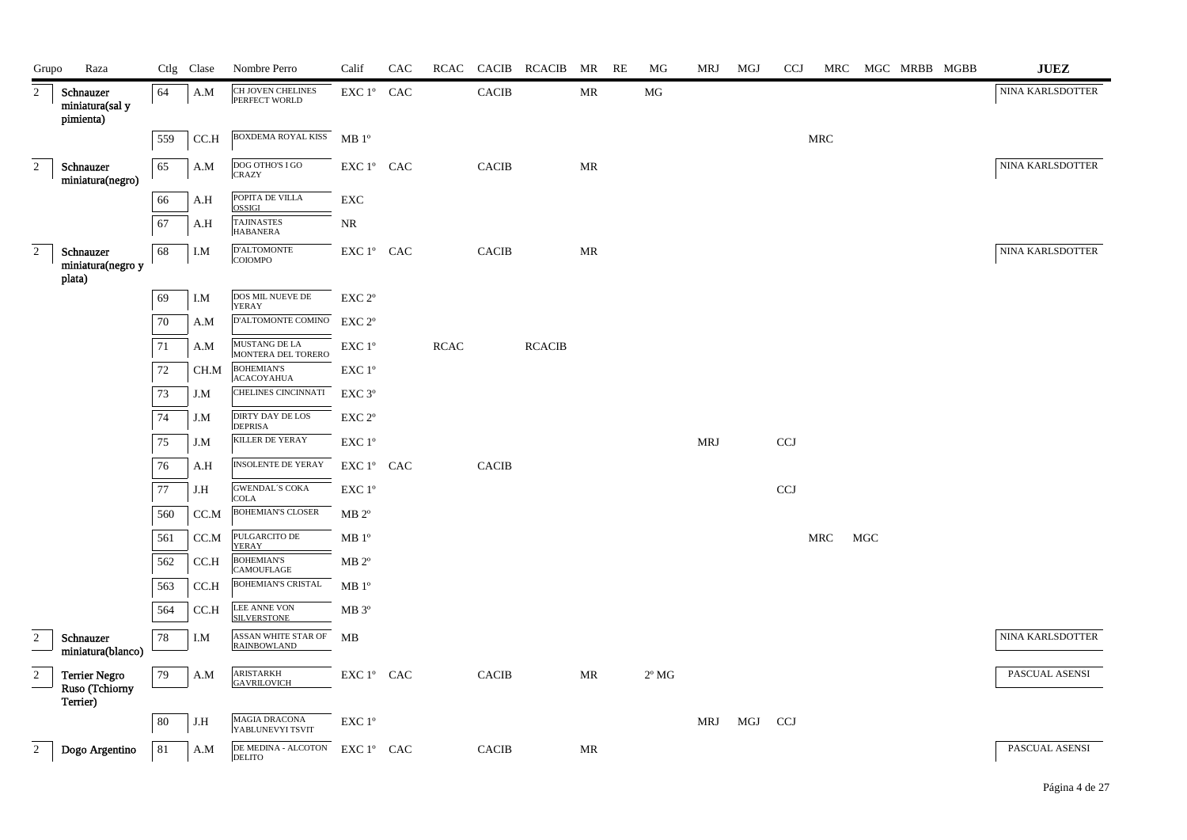| Grupo | Raza | Ctlg | Clase | Nombre Perro | Calif | CAC | RCAC | CACIB | RCACIB | MR | RE | MG | MRJ | MGJ | CCJ | MRC | MGC | MRBB | MGBB | JUEZ |
|---|---|---|---|---|---|---|---|---|---|---|---|---|---|---|---|---|---|---|---|---|
| 2 | Schnauzer miniatura(sal y pimienta) | 64 | A.M | CH JOVEN CHELINES PERFECT WORLD | EXC 1º | CAC | | CACIB | | MR | | MG | | | | | | | | NINA KARLSDOTTER |
| | | 559 | CC.H | BOXDEMA ROYAL KISS | MB 1º | | | | | | | | | | | MRC | | | | |
| 2 | Schnauzer miniatura(negro) | 65 | A.M | DOG OTHO'S I GO CRAZY | EXC 1º | CAC | | CACIB | | MR | | | | | | | | | | NINA KARLSDOTTER |
| | | 66 | A.H | POPITA DE VILLA OSSIGI | EXC | | | | | | | | | | | | | | | |
| | | 67 | A.H | TAJINASTES HABANERA | NR | | | | | | | | | | | | | | | |
| 2 | Schnauzer miniatura(negro y plata) | 68 | I.M | D'ALTOMONTE COIOMPO | EXC 1º | CAC | | CACIB | | MR | | | | | | | | | | NINA KARLSDOTTER |
| | | 69 | I.M | DOS MIL NUEVE DE YERAY | EXC 2º | | | | | | | | | | | | | | | |
| | | 70 | A.M | D'ALTOMONTE COMINO | EXC 2º | | | | | | | | | | | | | | | |
| | | 71 | A.M | MUSTANG DE LA MONTERA DEL TORERO | EXC 1º | | RCAC | | RCACIB | | | | | | | | | | | |
| | | 72 | CH.M | BOHEMIAN'S ACACOYAHUA | EXC 1º | | | | | | | | | | | | | | | |
| | | 73 | J.M | CHELINES CINCINNATI | EXC 3º | | | | | | | | | | | | | | | |
| | | 74 | J.M | DIRTY DAY DE LOS DEPRISA | EXC 2º | | | | | | | | | | | | | | | |
| | | 75 | J.M | KILLER DE YERAY | EXC 1º | | | | | | | | MRJ | | CCJ | | | | | |
| | | 76 | A.H | INSOLENTE DE YERAY | EXC 1º | CAC | | CACIB | | | | | | | | | | | | |
| | | 77 | J.H | GWENDAL´S COKA COLA | EXC 1º | | | | | | | | | | CCJ | | | | | |
| | | 560 | CC.M | BOHEMIAN'S CLOSER | MB 2º | | | | | | | | | | | | | | | |
| | | 561 | CC.M | PULGARCITO DE YERAY | MB 1º | | | | | | | | | | | MRC | MGC | | | |
| | | 562 | CC.H | BOHEMIAN'S CAMOUFLAGE | MB 2º | | | | | | | | | | | | | | | |
| | | 563 | CC.H | BOHEMIAN'S CRISTAL | MB 1º | | | | | | | | | | | | | | | |
| | | 564 | CC.H | LEE ANNE VON SILVERSTONE | MB 3º | | | | | | | | | | | | | | | |
| 2 | Schnauzer miniatura(blanco) | 78 | I.M | ASSAN WHITE STAR OF RAINBOWLAND | MB | | | | | | | | | | | | | | | NINA KARLSDOTTER |
| 2 | Terrier Negro Ruso (Tchiorny Terrier) | 79 | A.M | ARISTARKH GAVRILOVICH | EXC 1º | CAC | | CACIB | | MR | | 2º MG | | | | | | | | PASCUAL ASENSI |
| | | 80 | J.H | MAGIA DRACONA YABLUNEVYI TSVIT | EXC 1º | | | | | | | | MRJ | MGJ | CCJ | | | | | |
| 2 | Dogo Argentino | 81 | A.M | DE MEDINA - ALCOTON DELITO | EXC 1º | CAC | | CACIB | | MR | | | | | | | | | | PASCUAL ASENSI |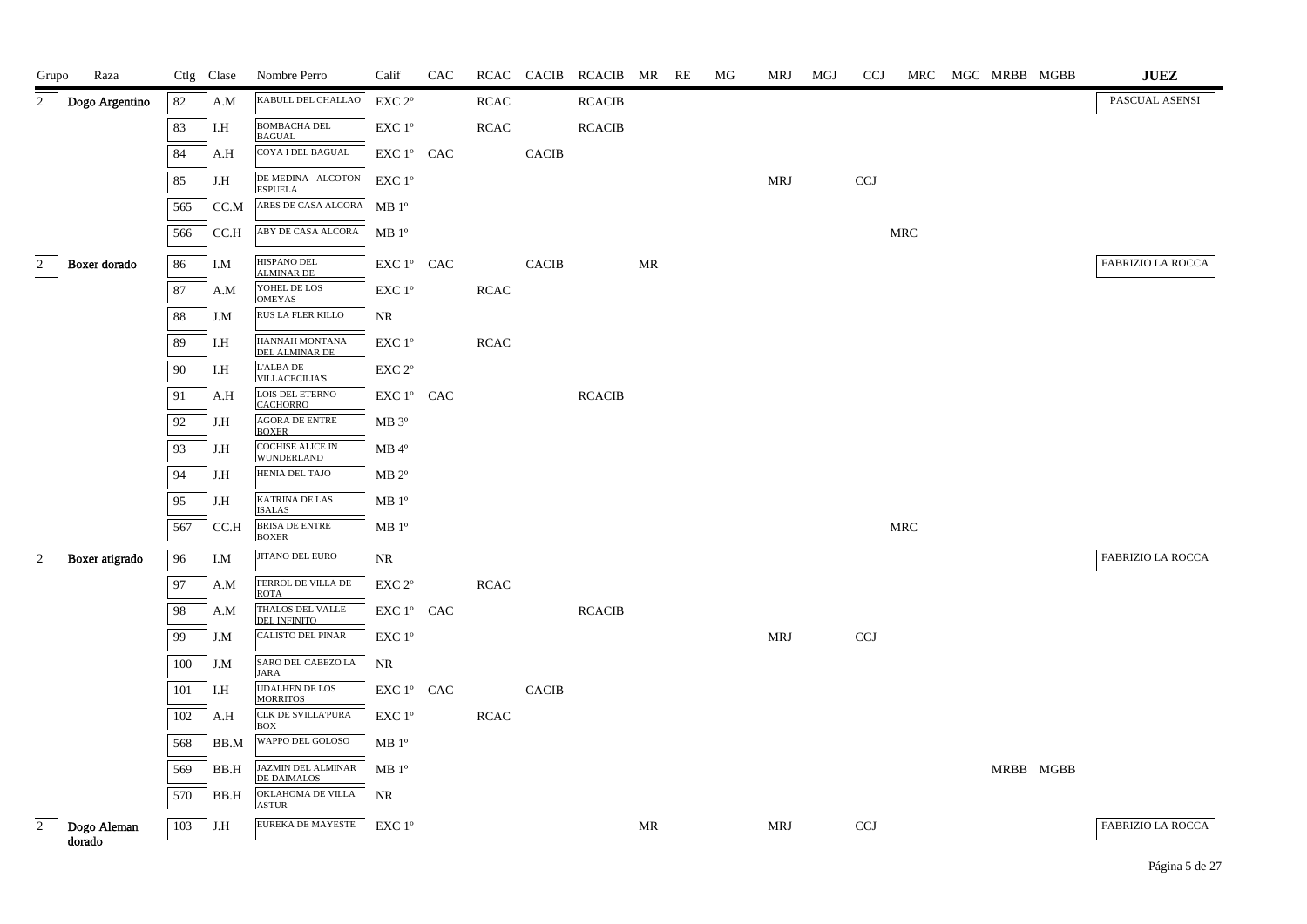| Grupo | Raza | Ctlg | Clase | Nombre Perro | Calif | CAC | RCAC | CACIB | RCACIB | MR | RE | MG | MRJ | MGJ | CCJ | MRC | MGC | MRBB | MGBB | JUEZ |
|---|---|---|---|---|---|---|---|---|---|---|---|---|---|---|---|---|---|---|---|---|
| 2 | Dogo Argentino | 82 | A.M | KABULL DEL CHALLAO | EXC 2º | | RCAC | | RCACIB | | | | | | | | | | | PASCUAL ASENSI |
| | | 83 | I.H | BOMBACHA DEL BAGUAL | EXC 1º | | RCAC | | RCACIB | | | | | | | | | | | |
| | | 84 | A.H | COYA I DEL BAGUAL | EXC 1º | CAC | | CACIB | | | | | | | | | | | | |
| | | 85 | J.H | DE MEDINA - ALCOTON ESPUELA | EXC 1º | | | | | | | | MRJ | | CCJ | | | | | |
| | | 565 | CC.M | ARES DE CASA ALCORA | MB 1º | | | | | | | | | | | | | | | |
| | | 566 | CC.H | ABY DE CASA ALCORA | MB 1º | | | | | | | | | | | MRC | | | | |
| 2 | Boxer dorado | 86 | I.M | HISPANO DEL ALMINAR DE | EXC 1º | CAC | | CACIB | | MR | | | | | | | | | | FABRIZIO LA ROCCA |
| | | 87 | A.M | YOHEL DE LOS OMEYAS | EXC 1º | | RCAC | | | | | | | | | | | | | |
| | | 88 | J.M | RUS LA FLER KILLO | NR | | | | | | | | | | | | | | | |
| | | 89 | I.H | HANNAH MONTANA DEL ALMINAR DE | EXC 1º | | RCAC | | | | | | | | | | | | | |
| | | 90 | I.H | L'ALBA DE VILLACECILIA'S | EXC 2º | | | | | | | | | | | | | | | |
| | | 91 | A.H | LOIS DEL ETERNO CACHORRO | EXC 1º | CAC | | | RCACIB | | | | | | | | | | | |
| | | 92 | J.H | AGORA DE ENTRE BOXER | MB 3º | | | | | | | | | | | | | | | |
| | | 93 | J.H | COCHISE ALICE IN WUNDERLAND | MB 4º | | | | | | | | | | | | | | | |
| | | 94 | J.H | HENIA DEL TAJO | MB 2º | | | | | | | | | | | | | | | |
| | | 95 | J.H | KATRINA DE LAS ISALAS | MB 1º | | | | | | | | | | | | | | | |
| | | 567 | CC.H | BRISA DE ENTRE BOXER | MB 1º | | | | | | | | | | | MRC | | | | |
| 2 | Boxer atigrado | 96 | I.M | JITANO DEL EURO | NR | | | | | | | | | | | | | | | FABRIZIO LA ROCCA |
| | | 97 | A.M | FERROL DE VILLA DE ROTA | EXC 2º | | RCAC | | | | | | | | | | | | | |
| | | 98 | A.M | THALOS DEL VALLE DEL INFINITO | EXC 1º | CAC | | | RCACIB | | | | | | | | | | | |
| | | 99 | J.M | CALISTO DEL PINAR | EXC 1º | | | | | | | | MRJ | | CCJ | | | | | |
| | | 100 | J.M | SARO DEL CABEZO LA JARA | NR | | | | | | | | | | | | | | | |
| | | 101 | I.H | UDALHEN DE LOS MORRITOS | EXC 1º | CAC | | CACIB | | | | | | | | | | | | |
| | | 102 | A.H | CLK DE SVILLA'PURA BOX | EXC 1º | | RCAC | | | | | | | | | | | | | |
| | | 568 | BB.M | WAPPO DEL GOLOSO | MB 1º | | | | | | | | | | | | | | | |
| | | 569 | BB.H | JAZMIN DEL ALMINAR DE DAIMALOS | MB 1º | | | | | | | | | | | | | MRBB | MGBB | |
| | | 570 | BB.H | OKLAHOMA DE VILLA ASTUR | NR | | | | | | | | | | | | | | | |
| 2 | Dogo Aleman dorado | 103 | J.H | EUREKA DE MAYESTE | EXC 1º | | | | | MR | | | MRJ | | CCJ | | | | | FABRIZIO LA ROCCA |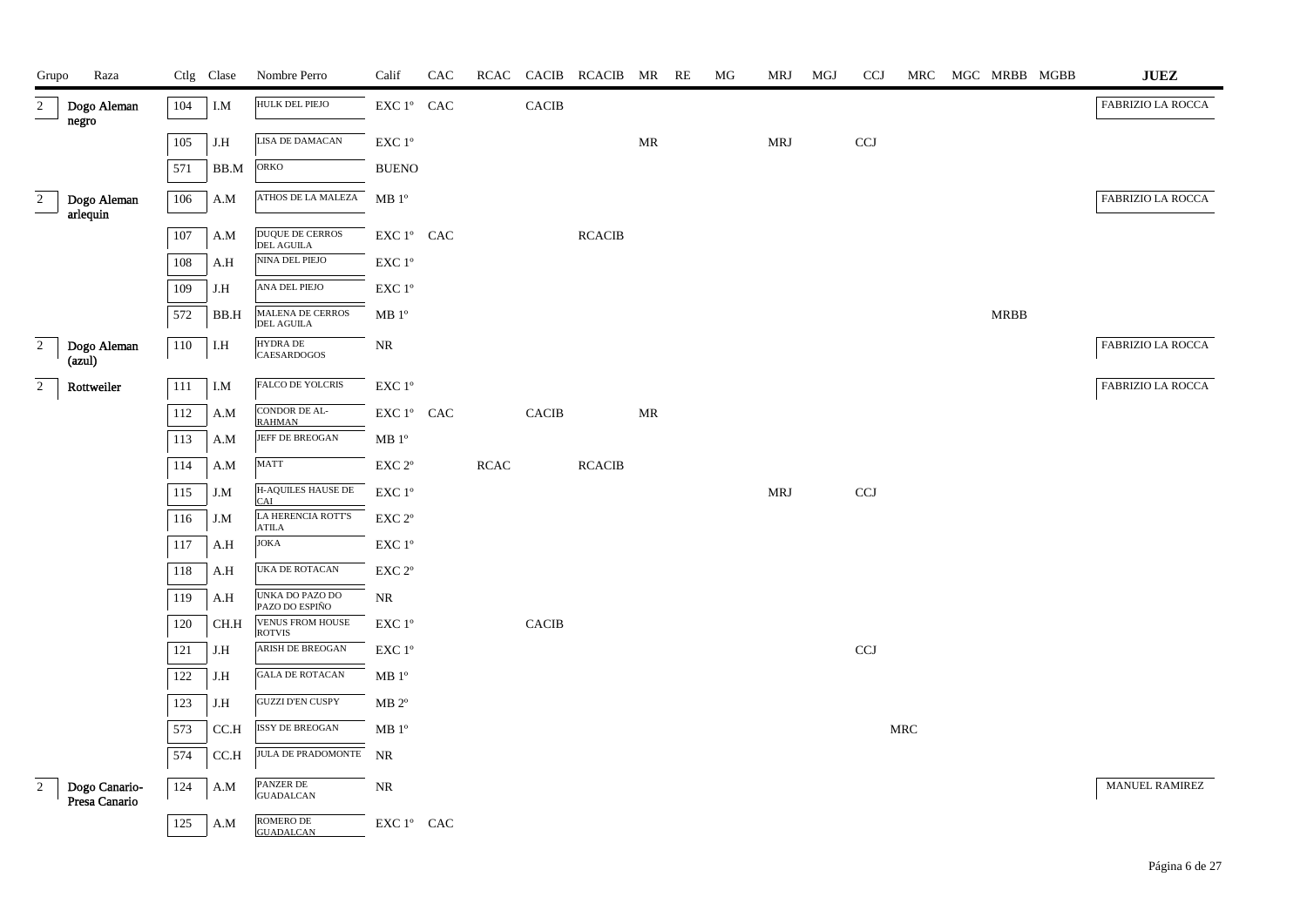| Grupo | Raza | Ctlg | Clase | Nombre Perro | Calif | CAC | RCAC | CACIB | RCACIB | MR | RE | MG | MRJ | MGJ | CCJ | MRC | MGC | MRBB | MGBB | JUEZ |
|---|---|---|---|---|---|---|---|---|---|---|---|---|---|---|---|---|---|---|---|---|
| 2 | Dogo Aleman negro | 104 | I.M | HULK DEL PIEJO | EXC 1º | CAC | | CACIB | | | | | | | | | | | | FABRIZIO LA ROCCA |
| | | 105 | J.H | LISA DE DAMACAN | EXC 1º | | | | | MR | | | MRJ | | CCJ | | | | | |
| | | 571 | BB.M | ORKO | BUENO | | | | | | | | | | | | | | | |
| 2 | Dogo Aleman arlequin | 106 | A.M | ATHOS DE LA MALEZA | MB 1º | | | | | | | | | | | | | | | FABRIZIO LA ROCCA |
| | | 107 | A.M | DUQUE DE CERROS DEL AGUILA | EXC 1º | CAC | | | RCACIB | | | | | | | | | | | |
| | | 108 | A.H | NINA DEL PIEJO | EXC 1º | | | | | | | | | | | | | | | |
| | | 109 | J.H | ANA DEL PIEJO | EXC 1º | | | | | | | | | | | | | | | |
| | | 572 | BB.H | MALENA DE CERROS DEL AGUILA | MB 1º | | | | | | | | | | | | | MRBB | | |
| 2 | Dogo Aleman (azul) | 110 | I.H | HYDRA DE CAESARDOGOS | NR | | | | | | | | | | | | | | | FABRIZIO LA ROCCA |
| 2 | Rottweiler | 111 | I.M | FALCO DE YOLCRIS | EXC 1º | | | | | | | | | | | | | | | FABRIZIO LA ROCCA |
| | | 112 | A.M | CONDOR DE AL-RAHMAN | EXC 1º | CAC | | CACIB | | MR | | | | | | | | | | |
| | | 113 | A.M | JEFF DE BREOGAN | MB 1º | | | | | | | | | | | | | | | |
| | | 114 | A.M | MATT | EXC 2º | | RCAC | | RCACIB | | | | | | | | | | | |
| | | 115 | J.M | H-AQUILES HAUSE DE CAI | EXC 1º | | | | | | | | MRJ | | CCJ | | | | | |
| | | 116 | J.M | LA HERENCIA ROTT'S ATILA | EXC 2º | | | | | | | | | | | | | | | |
| | | 117 | A.H | JOKA | EXC 1º | | | | | | | | | | | | | | | |
| | | 118 | A.H | UKA DE ROTACAN | EXC 2º | | | | | | | | | | | | | | | |
| | | 119 | A.H | UNKA DO PAZO DO PAZO DO ESPIÑO | NR | | | | | | | | | | | | | | | |
| | | 120 | CH.H | VENUS FROM HOUSE ROTVIS | EXC 1º | | | CACIB | | | | | | | | | | | | |
| | | 121 | J.H | ARISH DE BREOGAN | EXC 1º | | | | | | | | | | CCJ | | | | | |
| | | 122 | J.H | GALA DE ROTACAN | MB 1º | | | | | | | | | | | | | | | |
| | | 123 | J.H | GUZZI D'EN CUSPY | MB 2º | | | | | | | | | | | | | | | |
| | | 573 | CC.H | ISSY DE BREOGAN | MB 1º | | | | | | | | | | | MRC | | | | |
| | | 574 | CC.H | JULA DE PRADOMONTE | NR | | | | | | | | | | | | | | | |
| 2 | Dogo Canario-Presa Canario | 124 | A.M | PANZER DE GUADALCAN | NR | | | | | | | | | | | | | | | MANUEL RAMIREZ |
| | | 125 | A.M | ROMERO DE GUADALCAN | EXC 1º | CAC | | | | | | | | | | | | | | |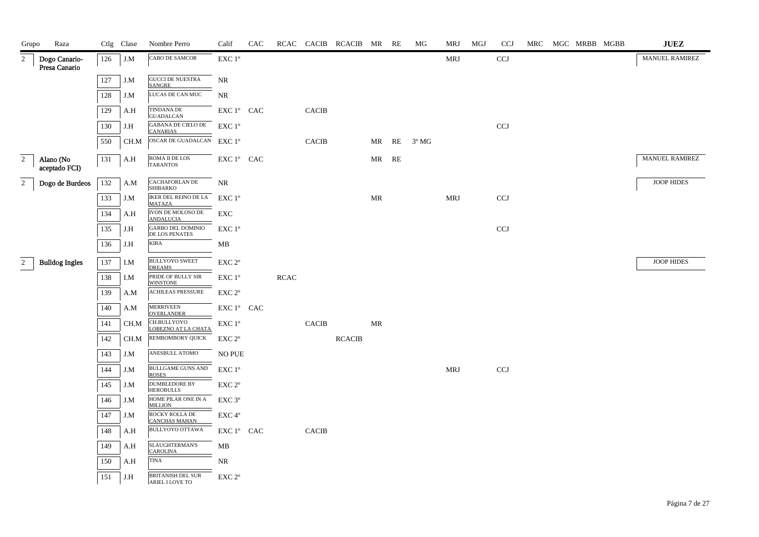| Grupo | Raza | Ctlg | Clase | Nombre Perro | Calif | CAC | RCAC | CACIB | RCACIB | MR | RE | MG | MRJ | MGJ | CCJ | MRC | MGC | MRBB | MGBB | JUEZ |
|---|---|---|---|---|---|---|---|---|---|---|---|---|---|---|---|---|---|---|---|---|
| 2 | Dogo Canario-Presa Canario | 126 | J.M | CABO DE SAMCOR | EXC 1º | | | | | | | | MRJ | | CCJ | | | | | MANUEL RAMIREZ |
| | | 127 | J.M | GUCCI DE NUESTRA SANGRE | NR | | | | | | | | | | | | | | | |
| | | 128 | J.M | LUCAS DE CAN MUC | NR | | | | | | | | | | | | | | | |
| | | 129 | A.H | TINDANA DE GUADALCAN | EXC 1º | CAC | | CACIB | | | | | | | | | | | | |
| | | 130 | J.H | GABANA DE CIELO DE CANARIAS | EXC 1º | | | | | | | | | | CCJ | | | | | |
| | | 550 | CH.M | OSCAR DE GUADALCAN | EXC 1º | | | CACIB | | MR | RE | 3º MG | | | | | | | | |
| 2 | Alano (No aceptado FCI) | 131 | A.H | ROMA II DE LOS TARANTOS | EXC 1º | CAC | | | | MR | RE | | | | | | | | | MANUEL RAMIREZ |
| 2 | Dogo de Burdeos | 132 | A.M | CACHAFORLAN DE SHIBARKO | NR | | | | | | | | | | | | | | | JOOP HIDES |
| | | 133 | J.M | IKER DEL REINO DE LA MATAZA | EXC 1º | | | | | MR | | | MRJ | | CCJ | | | | | |
| | | 134 | A.H | IVON DE MOLOSO DE ANDALUCIA | EXC | | | | | | | | | | | | | | | |
| | | 135 | J.H | GARBO DEL DOMINIO DE LOS PENATES | EXC 1º | | | | | | | | | | CCJ | | | | | |
| | | 136 | J.H | KIRA | MB | | | | | | | | | | | | | | | |
| 2 | Bulldog Ingles | 137 | I.M | BULLYOYO SWEET DREAMS | EXC 2º | | | | | | | | | | | | | | | JOOP HIDES |
| | | 138 | I.M | PRIDE OF BULLY SIR WINSTONE | EXC 1º | | RCAC | | | | | | | | | | | | | |
| | | 139 | A.M | ACHILEAS PRESSURE | EXC 2º | | | | | | | | | | | | | | | |
| | | 140 | A.M | MERRIVEEN OVERLANDER | EXC 1º | CAC | | | | | | | | | | | | | | |
| | | 141 | CH.M | CH.BULLYOYO LOBEZNO AT LA CHATA | EXC 1º | | | CACIB | | MR | | | | | | | | | | |
| | | 142 | CH.M | REMBOMBORY QUICK | EXC 2º | | | | RCACIB | | | | | | | | | | | |
| | | 143 | J.M | ANESBULL ATOMO | NO PUE | | | | | | | | | | | | | | | |
| | | 144 | J.M | BULLGAME GUNS AND ROSES | EXC 1º | | | | | | | | MRJ | | CCJ | | | | | |
| | | 145 | J.M | DUMBLEDORE BY HEROBULLS | EXC 2º | | | | | | | | | | | | | | | |
| | | 146 | J.M | HOME PILAR ONE IN A MILLION | EXC 3º | | | | | | | | | | | | | | | |
| | | 147 | J.M | ROCKY ROLLA DE CANCHAS MAHAN | EXC 4º | | | | | | | | | | | | | | | |
| | | 148 | A.H | BULLYOYO OTTAWA | EXC 1º | CAC | | CACIB | | | | | | | | | | | | |
| | | 149 | A.H | SLAUGHTERMAN'S CAROLINA | MB | | | | | | | | | | | | | | | |
| | | 150 | A.H | TINA | NR | | | | | | | | | | | | | | | |
| | | 151 | J.H | BRITANISH DEL SUR ARIEL I LOVE TO | EXC 2º | | | | | | | | | | | | | | | |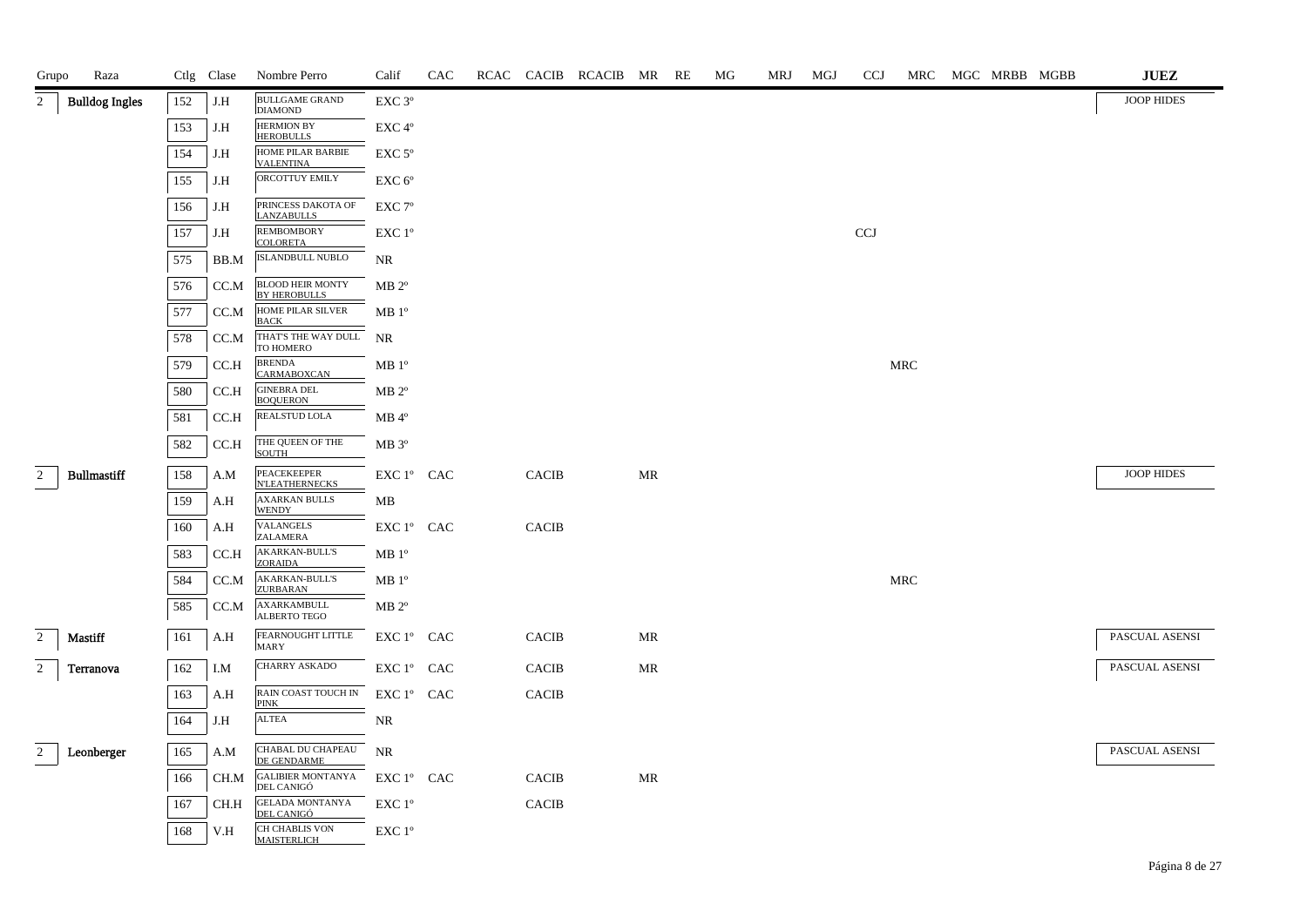| Grupo | Raza | Ctlg | Clase | Nombre Perro | Calif | CAC | RCAC | CACIB | RCACIB | MR | RE | MG | MRJ | MGJ | CCJ | MRC | MGC | MRBB | MGBB | JUEZ |
|---|---|---|---|---|---|---|---|---|---|---|---|---|---|---|---|---|---|---|---|---|
| 2 | Bulldog Ingles | 152 | J.H | BULLGAME GRAND DIAMOND | EXC 3º | | | | | | | | | | | | | | | JOOP HIDES |
| | | 153 | J.H | HERMION BY HEROBULLS | EXC 4º | | | | | | | | | | | | | | | |
| | | 154 | J.H | HOME PILAR BARBIE VALENTINA | EXC 5º | | | | | | | | | | | | | | | |
| | | 155 | J.H | ORCOTTUY EMILY | EXC 6º | | | | | | | | | | | | | | | |
| | | 156 | J.H | PRINCESS DAKOTA OF LANZABULLS | EXC 7º | | | | | | | | | | | | | | | |
| | | 157 | J.H | REMBOMBORY COLORETA | EXC 1º | | | | | | | | | | CCJ | | | | | |
| | | 575 | BB.M | ISLANDBULL NUBLO | NR | | | | | | | | | | | | | | | |
| | | 576 | CC.M | BLOOD HEIR MONTY BY HEROBULLS | MB 2º | | | | | | | | | | | | | | | |
| | | 577 | CC.M | HOME PILAR SILVER BACK | MB 1º | | | | | | | | | | | | | | | |
| | | 578 | CC.M | THAT'S THE WAY DULL TO HOMERO | NR | | | | | | | | | | | | | | | |
| | | 579 | CC.H | BRENDA CARMABOXCAN | MB 1º | | | | | | | | | | | MRC | | | | |
| | | 580 | CC.H | GINEBRA DEL BOQUERON | MB 2º | | | | | | | | | | | | | | | |
| | | 581 | CC.H | REALSTUD LOLA | MB 4º | | | | | | | | | | | | | | | |
| | | 582 | CC.H | THE QUEEN OF THE SOUTH | MB 3º | | | | | | | | | | | | | | | |
| 2 | Bullmastiff | 158 | A.M | PEACEKEEPER N'LEATHERNECKS | EXC 1º | CAC | | CACIB | | MR | | | | | | | | | | JOOP HIDES |
| | | 159 | A.H | AXARKAN BULLS WENDY | MB | | | | | | | | | | | | | | | |
| | | 160 | A.H | VALANGELS ZALAMERA | EXC 1º | CAC | | CACIB | | | | | | | | | | | | |
| | | 583 | CC.H | AKARKAN-BULL'S ZORAIDA | MB 1º | | | | | | | | | | | | | | | |
| | | 584 | CC.M | AKARKAN-BULL'S ZURBARAN | MB 1º | | | | | | | | | | | MRC | | | | |
| | | 585 | CC.M | AXARKAMBULL ALBERTO TEGO | MB 2º | | | | | | | | | | | | | | | |
| 2 | Mastiff | 161 | A.H | FEARNOUGHT LITTLE MARY | EXC 1º | CAC | | CACIB | | MR | | | | | | | | | | PASCUAL ASENSI |
| 2 | Terranova | 162 | I.M | CHARRY ASKADO | EXC 1º | CAC | | CACIB | | MR | | | | | | | | | | PASCUAL ASENSI |
| | | 163 | A.H | RAIN COAST TOUCH IN PINK | EXC 1º | CAC | | CACIB | | | | | | | | | | | | |
| | | 164 | J.H | ALTEA | NR | | | | | | | | | | | | | | | |
| 2 | Leonberger | 165 | A.M | CHABAL DU CHAPEAU DE GENDARME | NR | | | | | | | | | | | | | | | PASCUAL ASENSI |
| | | 166 | CH.M | GALIBIER MONTANYA DEL CANIGÓ | EXC 1º | CAC | | CACIB | | MR | | | | | | | | | | |
| | | 167 | CH.H | GELADA MONTANYA DEL CANIGÓ | EXC 1º | | | CACIB | | | | | | | | | | | | |
| | | 168 | V.H | CH CHABLIS VON MAISTERLICH | EXC 1º | | | | | | | | | | | | | | | |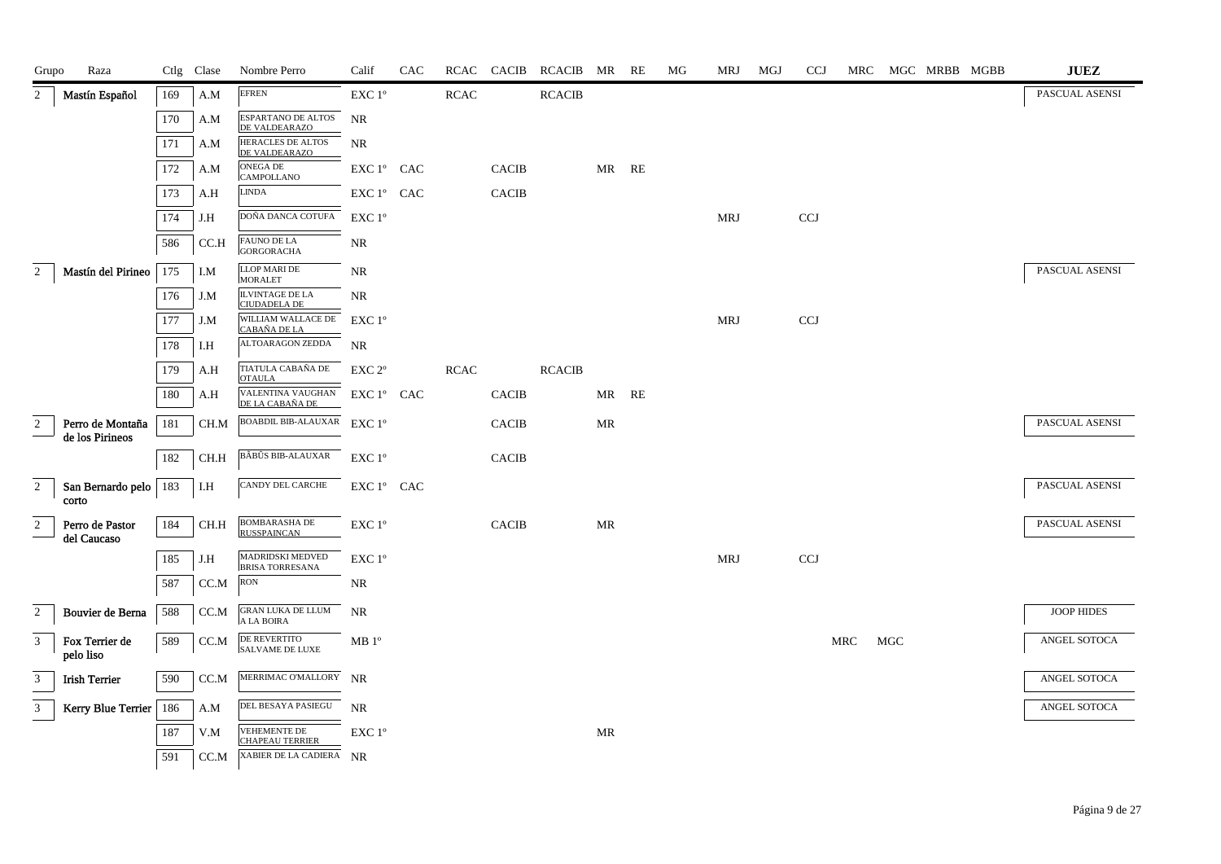| Grupo | Raza | Ctlg | Clase | Nombre Perro | Calif | CAC | RCAC | CACIB | RCACIB | MR | RE | MG | MRJ | MGJ | CCJ | MRC | MGC | MRBB | MGBB | JUEZ |
|---|---|---|---|---|---|---|---|---|---|---|---|---|---|---|---|---|---|---|---|---|
| 2 | Mastín Español | 169 | A.M | EFREN | EXC 1º | | RCAC | | RCACIB | | | | | | | | | | | PASCUAL ASENSI |
| | | 170 | A.M | ESPARTANO DE ALTOS DE VALDEARAZO | NR | | | | | | | | | | | | | | | |
| | | 171 | A.M | HERACLES DE ALTOS DE VALDEARAZO | NR | | | | | | | | | | | | | | | |
| | | 172 | A.M | ONEGA DE CAMPOLLANO | EXC 1º | CAC | | CACIB | | MR | RE | | | | | | | | | |
| | | 173 | A.H | LINDA | EXC 1º | CAC | | CACIB | | | | | | | | | | | | |
| | | 174 | J.H | DOÑA DANCA COTUFA | EXC 1º | | | | | | | | MRJ | | CCJ | | | | | |
| | | 586 | CC.H | FAUNO DE LA GORGORACHA | NR | | | | | | | | | | | | | | | |
| 2 | Mastín del Pirineo | 175 | I.M | LLOP MARI DE MORALET | NR | | | | | | | | | | | | | | | PASCUAL ASENSI |
| | | 176 | J.M | ILVINTAGE DE LA CIUDADELA DE | NR | | | | | | | | | | | | | | | |
| | | 177 | J.M | WILLIAM WALLACE DE CABAÑA DE LA | EXC 1º | | | | | | | | MRJ | | CCJ | | | | | |
| | | 178 | I.H | ALTOARAGON ZEDDA | NR | | | | | | | | | | | | | | | |
| | | 179 | A.H | TIATULA CABAÑA DE OTAULA | EXC 2º | | RCAC | | RCACIB | | | | | | | | | | | |
| | | 180 | A.H | VALENTINA VAUGHAN DE LA CABAÑA DE | EXC 1º | CAC | | CACIB | | MR | RE | | | | | | | | | |
| 2 | Perro de Montaña de los Pirineos | 181 | CH.M | BOABDIL BIB-ALAUXAR | EXC 1º | | | CACIB | | MR | | | | | | | | | | PASCUAL ASENSI |
| | | 182 | CH.H | BÂBÛS BIB-ALAUXAR | EXC 1º | | | CACIB | | | | | | | | | | | | |
| 2 | San Bernardo pelo corto | 183 | I.H | CANDY DEL CARCHE | EXC 1º | CAC | | | | | | | | | | | | | | PASCUAL ASENSI |
| 2 | Perro de Pastor del Caucaso | 184 | CH.H | BOMBARASHA DE RUSSPAINCAN | EXC 1º | | | CACIB | | MR | | | | | | | | | | PASCUAL ASENSI |
| | | 185 | J.H | MADRIDSKI MEDVED BRISA TORRESANA | EXC 1º | | | | | | | | MRJ | | CCJ | | | | | |
| | | 587 | CC.M | RON | NR | | | | | | | | | | | | | | | |
| 2 | Bouvier de Berna | 588 | CC.M | GRAN LUKA DE LLUM A LA BOIRA | NR | | | | | | | | | | | | | | | JOOP HIDES |
| 3 | Fox Terrier de pelo liso | 589 | CC.M | DE REVERTITO SALVAME DE LUXE | MB 1º | | | | | | | | | | | MRC | MGC | | | ANGEL SOTOCA |
| 3 | Irish Terrier | 590 | CC.M | MERRIMAC O'MALLORY | NR | | | | | | | | | | | | | | | ANGEL SOTOCA |
| 3 | Kerry Blue Terrier | 186 | A.M | DEL BESAYA PASIEGU | NR | | | | | | | | | | | | | | | ANGEL SOTOCA |
| | | 187 | V.M | VEHEMENTE DE CHAPEAU TERRIER | EXC 1º | | | | | MR | | | | | | | | | | |
| | | 591 | CC.M | XABIER DE LA CADIERA | NR | | | | | | | | | | | | | | | |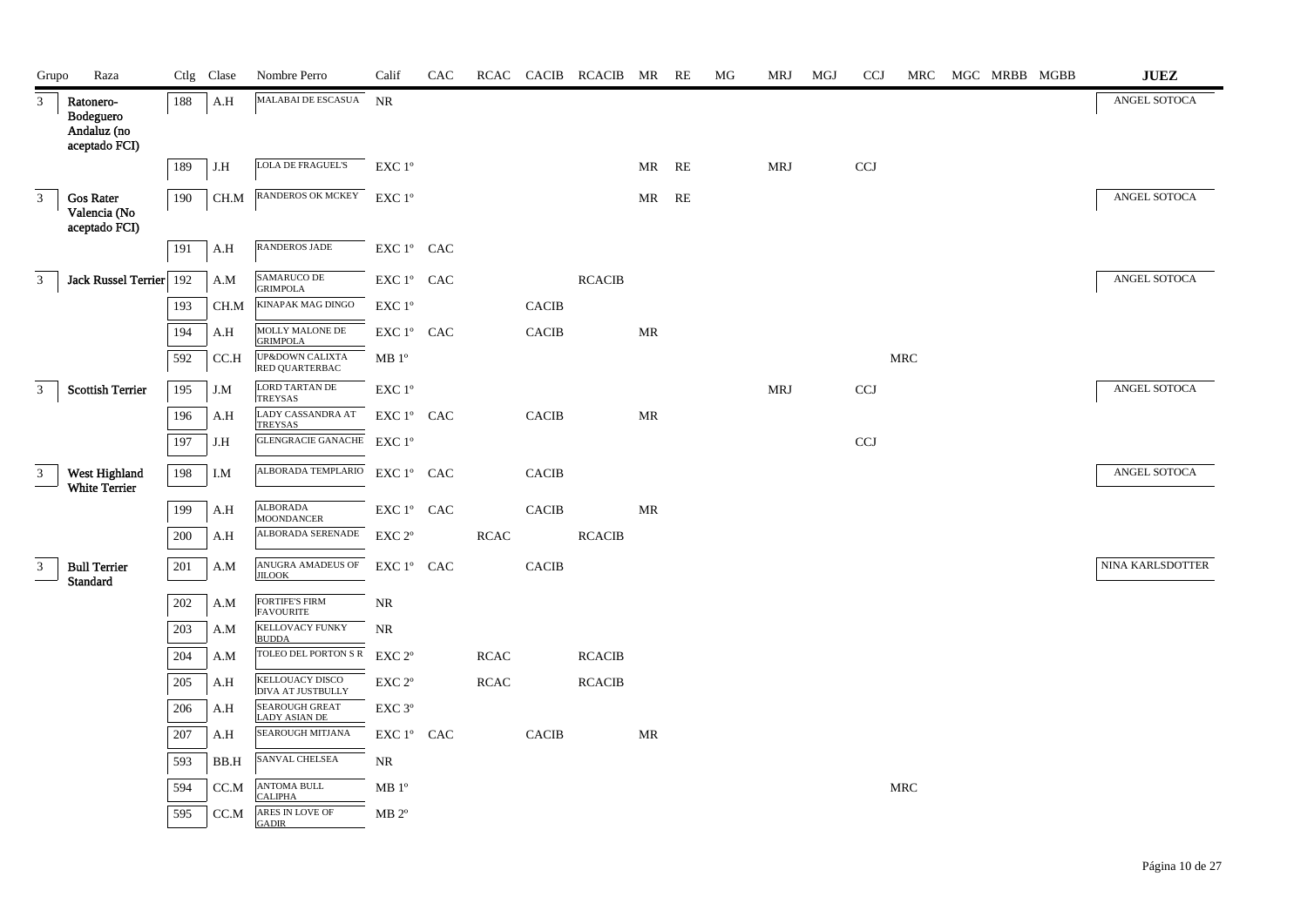| Grupo | Raza | Ctlg | Clase | Nombre Perro | Calif | CAC | RCAC | CACIB | RCACIB | MR | RE | MG | MRJ | MGJ | CCJ | MRC | MGC | MRBB | MGBB | JUEZ |
|---|---|---|---|---|---|---|---|---|---|---|---|---|---|---|---|---|---|---|---|---|
| 3 | Ratonero-Bodeguero Andaluz (no aceptado FCI) | 188 | A.H | MALABAI DE ESCASUA | NR | | | | | | | | | | | | | | | ANGEL SOTOCA |
| | | 189 | J.H | LOLA DE FRAGUEL'S | EXC 1º | | | | | MR | RE | | MRJ | | CCJ | | | | | |
| 3 | Gos Rater Valencia (No aceptado FCI) | 190 | CH.M | RANDEROS OK MCKEY | EXC 1º | | | | | MR | RE | | | | | | | | | ANGEL SOTOCA |
| | | 191 | A.H | RANDEROS JADE | EXC 1º | CAC | | | | | | | | | | | | | | |
| 3 | Jack Russel Terrier | 192 | A.M | SAMARUCO DE GRIMPOLA | EXC 1º | CAC | | | RCACIB | | | | | | | | | | | ANGEL SOTOCA |
| | | 193 | CH.M | KINAPAK MAG DINGO | EXC 1º | | | CACIB | | | | | | | | | | | | |
| | | 194 | A.H | MOLLY MALONE DE GRIMPOLA | EXC 1º | CAC | | CACIB | | MR | | | | | | | | | | |
| | | 592 | CC.H | UP&DOWN CALIXTA RED QUARTERBAC | MB 1º | | | | | | | | | | | MRC | | | | |
| 3 | Scottish Terrier | 195 | J.M | LORD TARTAN DE TREYSAS | EXC 1º | | | | | | | | MRJ | | CCJ | | | | | ANGEL SOTOCA |
| | | 196 | A.H | LADY CASSANDRA AT TREYSAS | EXC 1º | CAC | | CACIB | | MR | | | | | | | | | | |
| | | 197 | J.H | GLENGRACIE GANACHE | EXC 1º | | | | | | | | | | CCJ | | | | | |
| 3 | West Highland White Terrier | 198 | I.M | ALBORADA TEMPLARIO | EXC 1º | CAC | | CACIB | | | | | | | | | | | | ANGEL SOTOCA |
| | | 199 | A.H | ALBORADA MOONDANCER | EXC 1º | CAC | | CACIB | | MR | | | | | | | | | | |
| | | 200 | A.H | ALBORADA SERENADE | EXC 2º | | RCAC | | RCACIB | | | | | | | | | | | |
| 3 | Bull Terrier Standard | 201 | A.M | ANUGRA AMADEUS OF JILOOK | EXC 1º | CAC | | CACIB | | | | | | | | | | | | NINA KARLSDOTTER |
| | | 202 | A.M | FORTIFE'S FIRM FAVOURITE | NR | | | | | | | | | | | | | | | |
| | | 203 | A.M | KELLOVACY FUNKY BUDDA | NR | | | | | | | | | | | | | | | |
| | | 204 | A.M | TOLEO DEL PORTON S R | EXC 2º | | RCAC | | RCACIB | | | | | | | | | | | |
| | | 205 | A.H | KELLOUACY DISCO DIVA AT JUSTBULLY | EXC 2º | | RCAC | | RCACIB | | | | | | | | | | | |
| | | 206 | A.H | SEAROUGH GREAT LADY ASIAN DE | EXC 3º | | | | | | | | | | | | | | | |
| | | 207 | A.H | SEAROUGH MITJANA | EXC 1º | CAC | | CACIB | | MR | | | | | | | | | | |
| | | 593 | BB.H | SANVAL CHELSEA | NR | | | | | | | | | | | | | | | |
| | | 594 | CC.M | ANTOMA BULL CALIPHA | MB 1º | | | | | | | | | | | MRC | | | | |
| | | 595 | CC.M | ARES IN LOVE OF GADIR | MB 2º | | | | | | | | | | | | | | | |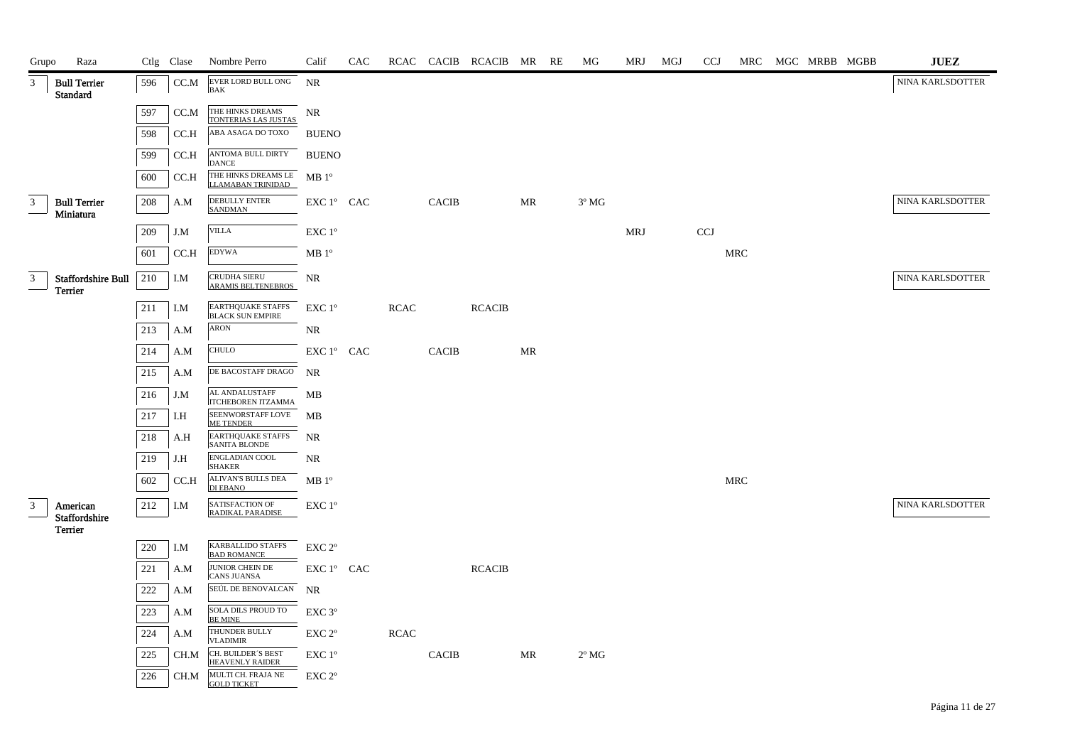| Grupo | Raza | Ctlg | Clase | Nombre Perro | Calif | CAC | RCAC | CACIB | RCACIB | MR | RE | MG | MRJ | MGJ | CCJ | MRC | MGC | MRBB | MGBB | JUEZ |
|---|---|---|---|---|---|---|---|---|---|---|---|---|---|---|---|---|---|---|---|---|
| 3 | Bull Terrier Standard | 596 | CC.M | EVER LORD BULL ONG BAK | NR | | | | | | | | | | | | | | | NINA KARLSDOTTER |
| | | 597 | CC.M | THE HINKS DREAMS TONTERIAS LAS JUSTAS | NR | | | | | | | | | | | | | | | |
| | | 598 | CC.H | ABA ASAGA DO TOXO | BUENO | | | | | | | | | | | | | | | |
| | | 599 | CC.H | ANTOMA BULL DIRTY DANCE | BUENO | | | | | | | | | | | | | | | |
| | | 600 | CC.H | THE HINKS DREAMS LE LLAMABAN TRINIDAD | MB 1º | | | | | | | | | | | | | | | |
| 3 | Bull Terrier Miniatura | 208 | A.M | DEBULLY ENTER SANDMAN | EXC 1º | CAC | | CACIB | | MR | | 3º MG | | | | | | | | NINA KARLSDOTTER |
| | | 209 | J.M | VILLA | EXC 1º | | | | | | | | MRJ | | CCJ | | | | | |
| | | 601 | CC.H | EDYWA | MB 1º | | | | | | | | | | | MRC | | | | |
| 3 | Staffordshire Bull Terrier | 210 | I.M | CRUDHA SIERU ARAMIS BELTENEBROS | NR | | | | | | | | | | | | | | | NINA KARLSDOTTER |
| | | 211 | I.M | EARTHQUAKE STAFFS BLACK SUN EMPIRE | EXC 1º | | RCAC | | RCACIB | | | | | | | | | | | |
| | | 213 | A.M | ARON | NR | | | | | | | | | | | | | | | |
| | | 214 | A.M | CHULO | EXC 1º | CAC | | CACIB | | MR | | | | | | | | | | |
| | | 215 | A.M | DE BACOSTAFF DRAGO | NR | | | | | | | | | | | | | | | |
| | | 216 | J.M | AL ANDALUSTAFF ITCHEBOREN ITZAMMA | MB | | | | | | | | | | | | | | | |
| | | 217 | I.H | SEENWORSTAFF LOVE ME TENDER | MB | | | | | | | | | | | | | | | |
| | | 218 | A.H | EARTHQUAKE STAFFS SANITA BLONDE | NR | | | | | | | | | | | | | | | |
| | | 219 | J.H | ENGLADIAN COOL SHAKER | NR | | | | | | | | | | | | | | | |
| | | 602 | CC.H | ALIVAN'S BULLS DEA DI EBANO | MB 1º | | | | | | | | | | | MRC | | | | |
| 3 | American Staffordshire Terrier | 212 | I.M | SATISFACTION OF RADIKAL PARADISE | EXC 1º | | | | | | | | | | | | | | | NINA KARLSDOTTER |
| | | 220 | I.M | KARBALLIDO STAFFS BAD ROMANCE | EXC 2º | | | | | | | | | | | | | | | |
| | | 221 | A.M | JUNIOR CHEIN DE CANS JUANSA | EXC 1º | CAC | | | RCACIB | | | | | | | | | | | |
| | | 222 | A.M | SEÚL DE BENOVALCAN | NR | | | | | | | | | | | | | | | |
| | | 223 | A.M | SOLA DILS PROUD TO BE MINE | EXC 3º | | | | | | | | | | | | | | | |
| | | 224 | A.M | THUNDER BULLY VLADIMIR | EXC 2º | | RCAC | | | | | | | | | | | | | |
| | | 225 | CH.M | CH. BUILDER´S BEST HEAVENLY RAIDER | EXC 1º | | | CACIB | | MR | | 2º MG | | | | | | | | |
| | | 226 | CH.M | MULTI CH. FRAJA NE GOLD TICKET | EXC 2º | | | | | | | | | | | | | | | |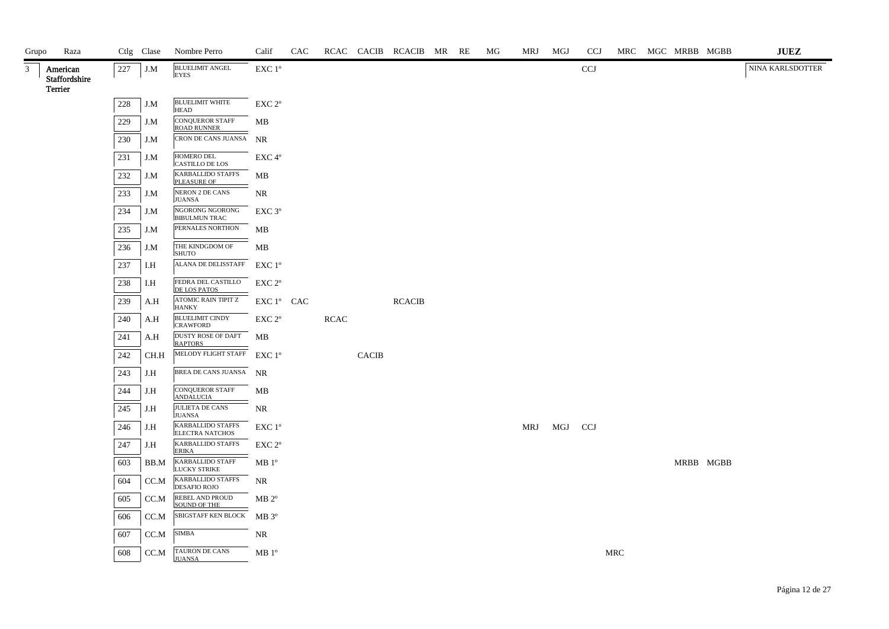| Grupo | Raza | Ctlg | Clase | Nombre Perro | Calif | CAC | RCAC | CACIB | RCACIB | MR | RE | MG | MRJ | MGJ | CCJ | MRC | MGC | MRBB | MGBB | JUEZ |
|---|---|---|---|---|---|---|---|---|---|---|---|---|---|---|---|---|---|---|---|---|
| 3 | American Staffordshire Terrier | 227 | J.M | BLUELIMIT ANGEL EYES | EXC 1º | | | | | | | | | | CCJ | | | | | NINA KARLSDOTTER |
| | | 228 | J.M | BLUELIMIT WHITE HEAD | EXC 2º | | | | | | | | | | | | | | | |
| | | 229 | J.M | CONQUEROR STAFF ROAD RUNNER | MB | | | | | | | | | | | | | | | |
| | | 230 | J.M | CRON DE CANS JUANSA | NR | | | | | | | | | | | | | | | |
| | | 231 | J.M | HOMERO DEL CASTILLO DE LOS | EXC 4º | | | | | | | | | | | | | | | |
| | | 232 | J.M | KARBALLIDO STAFFS PLEASURE OF | MB | | | | | | | | | | | | | | | |
| | | 233 | J.M | NERON 2 DE CANS JUANSA | NR | | | | | | | | | | | | | | | |
| | | 234 | J.M | NGORONG NGORONG BIBULMUN TRAC | EXC 3º | | | | | | | | | | | | | | | |
| | | 235 | J.M | PERNALES NORTHON | MB | | | | | | | | | | | | | | | |
| | | 236 | J.M | THE KINDGDOM OF SHUTO | MB | | | | | | | | | | | | | | | |
| | | 237 | I.H | ALANA DE DELISSTAFF | EXC 1º | | | | | | | | | | | | | | | |
| | | 238 | I.H | FEDRA DEL CASTILLO DE LOS PATOS | EXC 2º | | | | | | | | | | | | | | | |
| | | 239 | A.H | ATOMIC RAIN TIPIT Z HANKY | EXC 1º | CAC | | | RCACIB | | | | | | | | | | | |
| | | 240 | A.H | BLUELIMIT CINDY CRAWFORD | EXC 2º | | RCAC | | | | | | | | | | | | | |
| | | 241 | A.H | DUSTY ROSE OF DAFT RAPTORS | MB | | | | | | | | | | | | | | | |
| | | 242 | CH.H | MELODY FLIGHT STAFF | EXC 1º | | | CACIB | | | | | | | | | | | | |
| | | 243 | J.H | BREA DE CANS JUANSA | NR | | | | | | | | | | | | | | | |
| | | 244 | J.H | CONQUEROR STAFF ANDALUCIA | MB | | | | | | | | | | | | | | | |
| | | 245 | J.H | JULIETA DE CANS JUANSA | NR | | | | | | | | | | | | | | | |
| | | 246 | J.H | KARBALLIDO STAFFS ELECTRA NATCHOS | EXC 1º | | | | | | | | MRJ | MGJ | CCJ | | | | | |
| | | 247 | J.H | KARBALLIDO STAFFS ERIKA | EXC 2º | | | | | | | | | | | | | | | |
| | | 603 | BB.M | KARBALLIDO STAFF LUCKY STRIKE | MB 1º | | | | | | | | | | | | | MRBB | MGBB | |
| | | 604 | CC.M | KARBALLIDO STAFFS DESAFIO ROJO | NR | | | | | | | | | | | | | | | |
| | | 605 | CC.M | REBEL AND PROUD SOUND OF THE | MB 2º | | | | | | | | | | | | | | | |
| | | 606 | CC.M | SBIGSTAFF KEN BLOCK | MB 3º | | | | | | | | | | | | | | | |
| | | 607 | CC.M | SIMBA | NR | | | | | | | | | | | | | | | |
| | | 608 | CC.M | TAURON DE CANS JUANSA | MB 1º | | | | | | | | | | | MRC | | | | |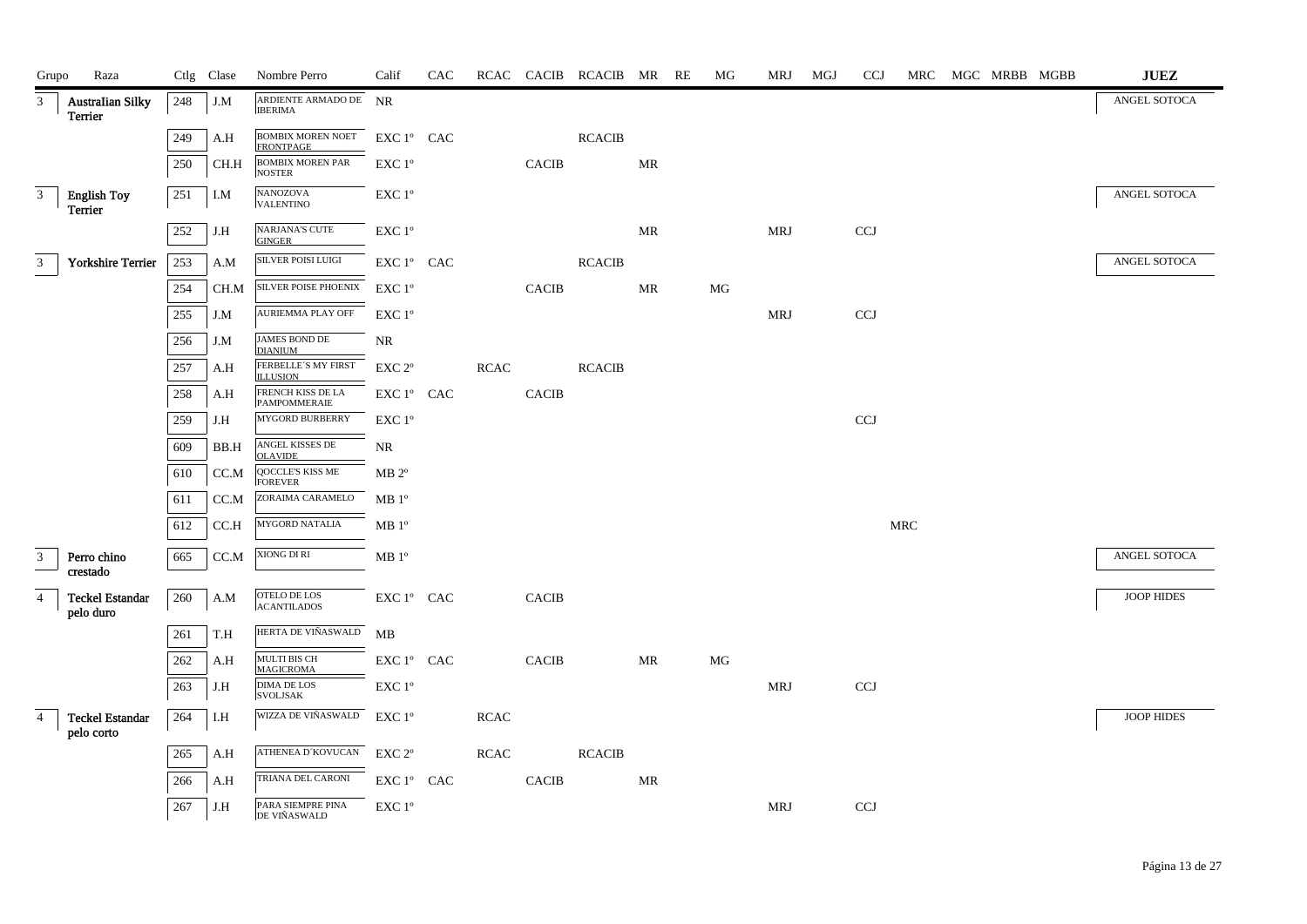| Grupo | Raza | Ctlg | Clase | Nombre Perro | Calif | CAC | RCAC | CACIB | RCACIB | MR | RE | MG | MRJ | MGJ | CCJ | MRC | MGC | MRBB | MGBB | JUEZ |
|---|---|---|---|---|---|---|---|---|---|---|---|---|---|---|---|---|---|---|---|---|
| 3 | Australian Silky Terrier | 248 | J.M | ARDIENTE ARMADO DE IBERIMA | NR | | | | | | | | | | | | | | | ANGEL SOTOCA |
| | | 249 | A.H | BOMBIX MOREN NOET FRONTPAGE | EXC 1º | CAC | | | RCACIB | | | | | | | | | | | |
| | | 250 | CH.H | BOMBIX MOREN PAR NOSTER | EXC 1º | | | CACIB | | MR | | | | | | | | | | |
| 3 | English Toy Terrier | 251 | I.M | NANOZOVA VALENTINO | EXC 1º | | | | | | | | | | | | | | | ANGEL SOTOCA |
| | | 252 | J.H | NARJANA'S CUTE GINGER | EXC 1º | | | | | MR | | | MRJ | | CCJ | | | | | |
| 3 | Yorkshire Terrier | 253 | A.M | SILVER POISI LUIGI | EXC 1º | CAC | | | RCACIB | | | | | | | | | | | ANGEL SOTOCA |
| | | 254 | CH.M | SILVER POISE PHOENIX | EXC 1º | | | CACIB | | MR | | MG | | | | | | | | |
| | | 255 | J.M | AURIEMMA PLAY OFF | EXC 1º | | | | | | | | MRJ | | CCJ | | | | | |
| | | 256 | J.M | JAMES BOND DE DIANIUM | NR | | | | | | | | | | | | | | | |
| | | 257 | A.H | FERBELLE´S MY FIRST ILLUSION | EXC 2º | | RCAC | | RCACIB | | | | | | | | | | | |
| | | 258 | A.H | FRENCH KISS DE LA PAMPOMMERAIE | EXC 1º | CAC | | CACIB | | | | | | | | | | | | |
| | | 259 | J.H | MYGORD BURBERRY | EXC 1º | | | | | | | | | | CCJ | | | | | |
| | | 609 | BB.H | ANGEL KISSES DE OLAVIDE | NR | | | | | | | | | | | | | | | |
| | | 610 | CC.M | QOCCLE'S KISS ME FOREVER | MB 2º | | | | | | | | | | | | | | | |
| | | 611 | CC.M | ZORAIMA CARAMELO | MB 1º | | | | | | | | | | | | | | | |
| | | 612 | CC.H | MYGORD NATALIA | MB 1º | | | | | | | | | | | MRC | | | | |
| 3 | Perro chino crestado | 665 | CC.M | XIONG DI RI | MB 1º | | | | | | | | | | | | | | | ANGEL SOTOCA |
| 4 | Teckel Estandar pelo duro | 260 | A.M | OTELO DE LOS ACANTILADOS | EXC 1º | CAC | | CACIB | | | | | | | | | | | | JOOP HIDES |
| | | 261 | T.H | HERTA DE VIÑASWALD | MB | | | | | | | | | | | | | | | |
| | | 262 | A.H | MULTI BIS CH MAGICROMA | EXC 1º | CAC | | CACIB | | MR | | MG | | | | | | | | |
| | | 263 | J.H | DIMA DE LOS SVOLJSAK | EXC 1º | | | | | | | | MRJ | | CCJ | | | | | |
| 4 | Teckel Estandar pelo corto | 264 | I.H | WIZZA DE VIÑASWALD | EXC 1º | | RCAC | | | | | | | | | | | | | JOOP HIDES |
| | | 265 | A.H | ATHENEA D´KOVUCAN | EXC 2º | | RCAC | | RCACIB | | | | | | | | | | | |
| | | 266 | A.H | TRIANA DEL CARONI | EXC 1º | CAC | | CACIB | | MR | | | | | | | | | | |
| | | 267 | J.H | PARA SIEMPRE PINA DE VIÑASWALD | EXC 1º | | | | | | | | MRJ | | CCJ | | | | | |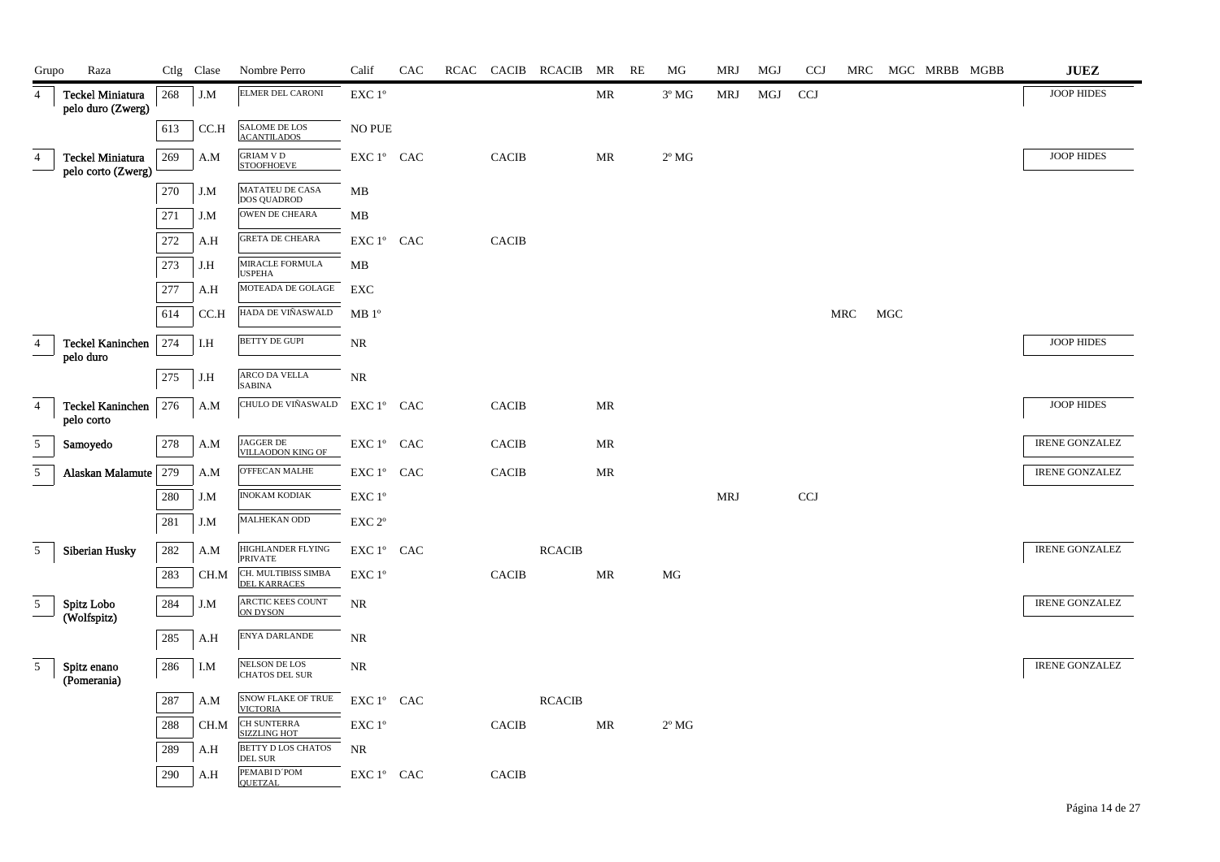| Grupo | Raza | Ctlg | Clase | Nombre Perro | Calif | CAC | RCAC | CACIB | RCACIB | MR | RE | MG | MRJ | MGJ | CCJ | MRC | MGC | MRBB | MGBB | JUEZ |
|---|---|---|---|---|---|---|---|---|---|---|---|---|---|---|---|---|---|---|---|---|
| 4 | Teckel Miniatura pelo duro (Zwerg) | 268 | J.M | ELMER DEL CARONI | EXC 1º | | | | | MR | | 3º MG | MRJ | MGJ | CCJ | | | | | JOOP HIDES |
| | | 613 | CC.H | SALOME DE LOS ACANTILADOS | NO PUE | | | | | | | | | | | | | | | |
| 4 | Teckel Miniatura pelo corto (Zwerg) | 269 | A.M | GRIAM V D STOOFHOEVE | EXC 1º | CAC | | CACIB | | MR | | 2º MG | | | | | | | | JOOP HIDES |
| | | 270 | J.M | MATATEU DE CASA DOS QUADROD | MB | | | | | | | | | | | | | | | |
| | | 271 | J.M | OWEN DE CHEARA | MB | | | | | | | | | | | | | | | |
| | | 272 | A.H | GRETA DE CHEARA | EXC 1º | CAC | | CACIB | | | | | | | | | | | | |
| | | 273 | J.H | MIRACLE FORMULA USPEHA | MB | | | | | | | | | | | | | | | |
| | | 277 | A.H | MOTEADA DE GOLAGE | EXC | | | | | | | | | | | | | | | |
| | | 614 | CC.H | HADA DE VIÑASWALD | MB 1º | | | | | | | | | | | MRC | MGC | | | |
| 4 | Teckel Kaninchen pelo duro | 274 | I.H | BETTY DE GUPI | NR | | | | | | | | | | | | | | | JOOP HIDES |
| | | 275 | J.H | ARCO DA VELLA SABINA | NR | | | | | | | | | | | | | | | |
| 4 | Teckel Kaninchen pelo corto | 276 | A.M | CHULO DE VIÑASWALD | EXC 1º | CAC | | CACIB | | MR | | | | | | | | | | JOOP HIDES |
| 5 | Samoyedo | 278 | A.M | JAGGER DE VILLAODON KING OF | EXC 1º | CAC | | CACIB | | MR | | | | | | | | | | IRENE GONZALEZ |
| 5 | Alaskan Malamute | 279 | A.M | O'FFECAN MALHE | EXC 1º | CAC | | CACIB | | MR | | | | | | | | | | IRENE GONZALEZ |
| | | 280 | J.M | INOKAM KODIAK | EXC 1º | | | | | | | | MRJ | | CCJ | | | | | |
| | | 281 | J.M | MALHEKAN ODD | EXC 2º | | | | | | | | | | | | | | | |
| 5 | Siberian Husky | 282 | A.M | HIGHLANDER FLYING PRIVATE | EXC 1º | CAC | | | RCACIB | | | | | | | | | | | IRENE GONZALEZ |
| | | 283 | CH.M | CH. MULTIBISS SIMBA DEL KARRACES | EXC 1º | | | CACIB | | MR | | MG | | | | | | | | |
| 5 | Spitz Lobo (Wolfspitz) | 284 | J.M | ARCTIC KEES COUNT ON DYSON | NR | | | | | | | | | | | | | | | IRENE GONZALEZ |
| | | 285 | A.H | ENYA DARLANDE | NR | | | | | | | | | | | | | | | |
| 5 | Spitz enano (Pomerania) | 286 | I.M | NELSON DE LOS CHATOS DEL SUR | NR | | | | | | | | | | | | | | | IRENE GONZALEZ |
| | | 287 | A.M | SNOW FLAKE OF TRUE VICTORIA | EXC 1º | CAC | | | RCACIB | | | | | | | | | | | |
| | | 288 | CH.M | CH SUNTERRA SIZZLING HOT | EXC 1º | | | CACIB | | MR | | 2º MG | | | | | | | | |
| | | 289 | A.H | BETTY D LOS CHATOS DEL SUR | NR | | | | | | | | | | | | | | | |
| | | 290 | A.H | PEMABI D´POM QUETZAL | EXC 1º | CAC | | CACIB | | | | | | | | | | | | |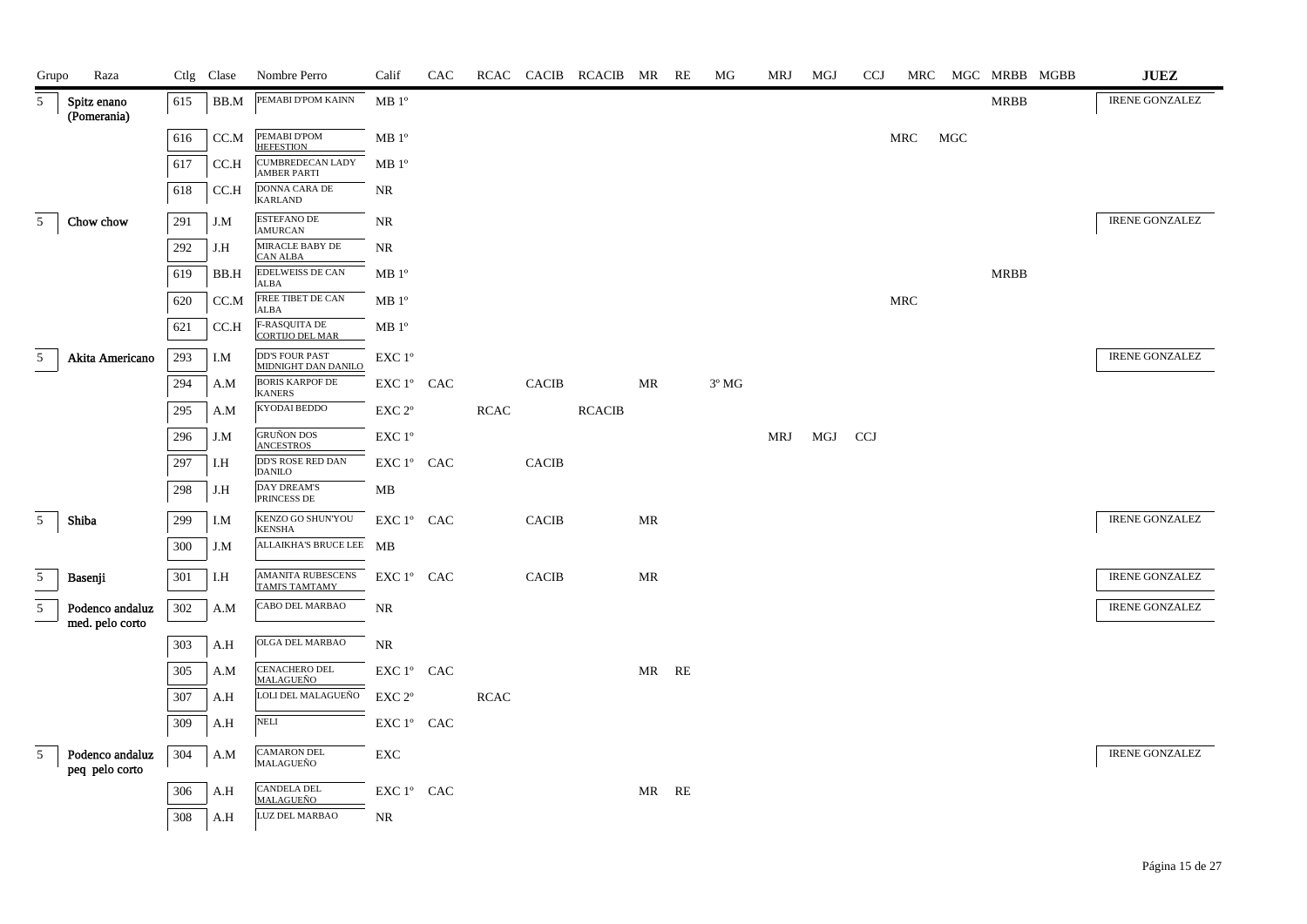| Grupo | Raza | Ctlg | Clase | Nombre Perro | Calif | CAC | RCAC | CACIB | RCACIB | MR | RE | MG | MRJ | MGJ | CCJ | MRC | MGC | MRBB | MGBB | JUEZ |
|---|---|---|---|---|---|---|---|---|---|---|---|---|---|---|---|---|---|---|---|---|
| 5 | Spitz enano (Pomerania) | 615 | BB.M | PEMABI D'POM KAINN | MB 1º | | | | | | | | | | | | | MRBB | | IRENE GONZALEZ |
| | | 616 | CC.M | PEMABI D'POM HEFESTION | MB 1º | | | | | | | | | | | MRC | MGC | | | |
| | | 617 | CC.H | CUMBREDECAN LADY AMBER PARTI | MB 1º | | | | | | | | | | | | | | | |
| | | 618 | CC.H | DONNA CARA DE KARLAND | NR | | | | | | | | | | | | | | | |
| 5 | Chow chow | 291 | J.M | ESTEFANO DE AMURCAN | NR | | | | | | | | | | | | | | | IRENE GONZALEZ |
| | | 292 | J.H | MIRACLE BABY DE CAN ALBA | NR | | | | | | | | | | | | | | | |
| | | 619 | BB.H | EDELWEISS DE CAN ALBA | MB 1º | | | | | | | | | | | | | MRBB | | |
| | | 620 | CC.M | FREE TIBET DE CAN ALBA | MB 1º | | | | | | | | | | | MRC | | | | |
| | | 621 | CC.H | F-RASQUITA DE CORTIJO DEL MAR | MB 1º | | | | | | | | | | | | | | | |
| 5 | Akita Americano | 293 | I.M | DD'S FOUR PAST MIDNIGHT DAN DANILO | EXC 1º | | | | | | | | | | | | | | | IRENE GONZALEZ |
| | | 294 | A.M | BORIS KARPOF DE KANERS | EXC 1º | CAC | | CACIB | | MR | | 3º MG | | | | | | | | |
| | | 295 | A.M | KYODAI BEDDO | EXC 2º | | RCAC | | RCACIB | | | | | | | | | | | |
| | | 296 | J.M | GRUÑON DOS ANCESTROS | EXC 1º | | | | | | | | MRJ | MGJ | CCJ | | | | | |
| | | 297 | I.H | DD'S ROSE RED DAN DANILO | EXC 1º | CAC | | CACIB | | | | | | | | | | | | |
| | | 298 | J.H | DAY DREAM'S PRINCESS DE | MB | | | | | | | | | | | | | | | |
| 5 | Shiba | 299 | I.M | KENZO GO SHUN'YOU KENSHA | EXC 1º | CAC | | CACIB | | MR | | | | | | | | | | IRENE GONZALEZ |
| | | 300 | J.M | ALLAIKHA'S BRUCE LEE | MB | | | | | | | | | | | | | | | |
| 5 | Basenji | 301 | I.H | AMANITA RUBESCENS TAMI'S TAMTAMY | EXC 1º | CAC | | CACIB | | MR | | | | | | | | | | IRENE GONZALEZ |
| 5 | Podenco andaluz med. pelo corto | 302 | A.M | CABO DEL MARBAO | NR | | | | | | | | | | | | | | | IRENE GONZALEZ |
| | | 303 | A.H | OLGA DEL MARBAO | NR | | | | | | | | | | | | | | | |
| | | 305 | A.M | CENACHERO DEL MALAGUEÑO | EXC 1º | CAC | | | | MR | RE | | | | | | | | | |
| | | 307 | A.H | LOLI DEL MALAGUEÑO | EXC 2º | | RCAC | | | | | | | | | | | | | |
| | | 309 | A.H | NELI | EXC 1º | CAC | | | | | | | | | | | | | | |
| 5 | Podenco andaluz peq pelo corto | 304 | A.M | CAMARON DEL MALAGUEÑO | EXC | | | | | | | | | | | | | | | IRENE GONZALEZ |
| | | 306 | A.H | CANDELA DEL MALAGUEÑO | EXC 1º | CAC | | | | MR | RE | | | | | | | | | |
| | | 308 | A.H | LUZ DEL MARBAO | NR | | | | | | | | | | | | | | | |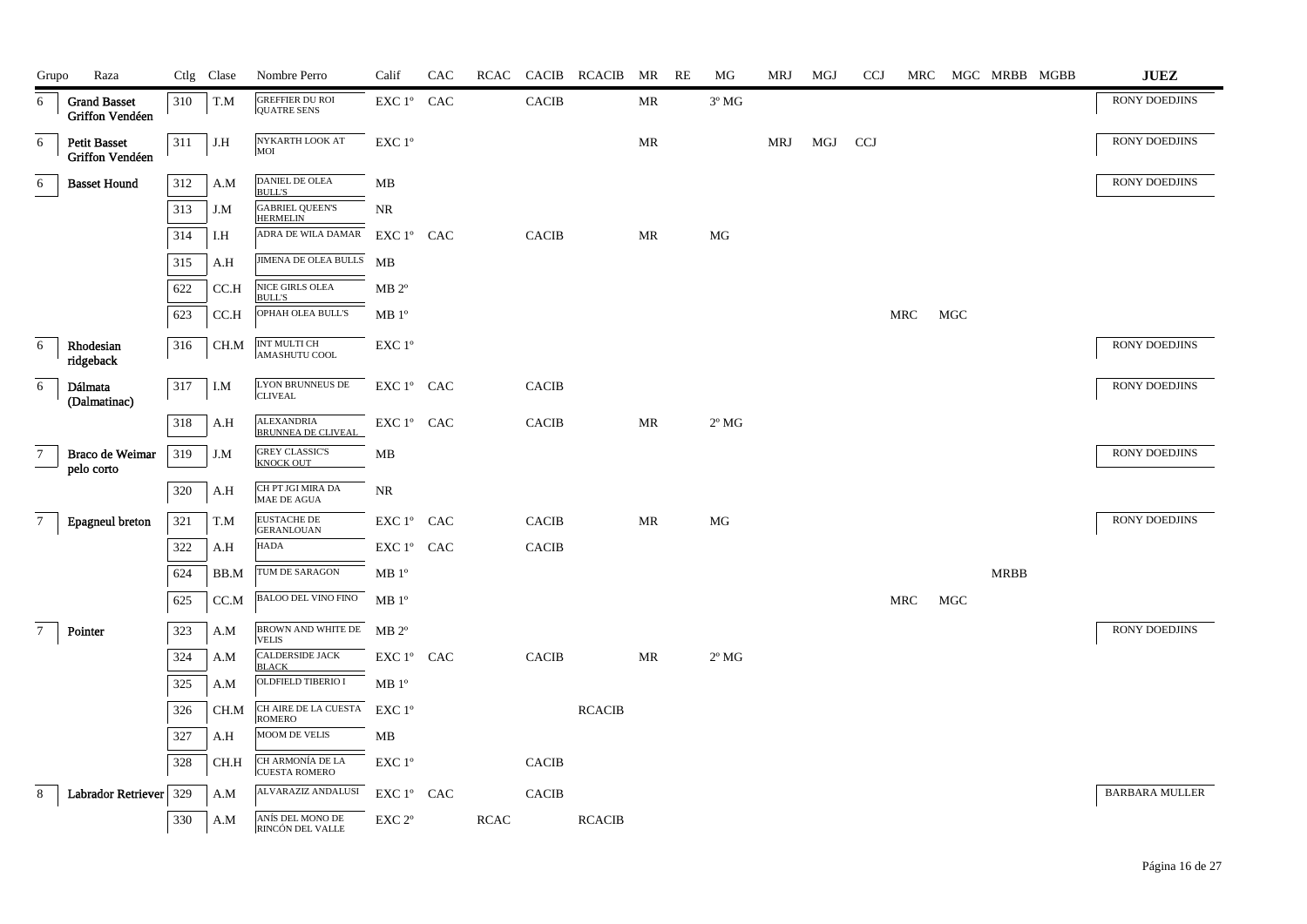| Grupo | Raza | Ctlg | Clase | Nombre Perro | Calif | CAC | RCAC | CACIB | RCACIB | MR | RE | MG | MRJ | MGJ | CCJ | MRC | MGC | MRBB | MGBB | JUEZ |
|---|---|---|---|---|---|---|---|---|---|---|---|---|---|---|---|---|---|---|---|---|
| 6 | Grand Basset Griffon Vendéen | 310 | T.M | GREFFIER DU ROI QUATRE SENS | EXC 1º | CAC | | CACIB | | MR | | 3º MG | | | | | | | | RONY DOEDJINS |
| 6 | Petit Basset Griffon Vendéen | 311 | J.H | NYKARTH LOOK AT MOI | EXC 1º | | | | | MR | | | MRJ | MGJ | CCJ | | | | | RONY DOEDJINS |
| 6 | Basset Hound | 312 | A.M | DANIEL DE OLEA BULL'S | MB | | | | | | | | | | | | | | | RONY DOEDJINS |
| | | 313 | J.M | GABRIEL QUEEN'S HERMELIN | NR | | | | | | | | | | | | | | | |
| | | 314 | I.H | ADRA DE WILA DAMAR | EXC 1º | CAC | | CACIB | | MR | | MG | | | | | | | | |
| | | 315 | A.H | JIMENA DE OLEA BULLS | MB | | | | | | | | | | | | | | | |
| | | 622 | CC.H | NICE GIRLS OLEA BULL'S | MB 2º | | | | | | | | | | | | | | | |
| | | 623 | CC.H | OPHAH OLEA BULL'S | MB 1º | | | | | | | | | | | MRC | MGC | | | |
| 6 | Rhodesian ridgeback | 316 | CH.M | INT MULTI CH AMASHUTU COOL | EXC 1º | | | | | | | | | | | | | | | RONY DOEDJINS |
| 6 | Dálmata (Dalmatinac) | 317 | I.M | LYON BRUNNEUS DE CLIVEAL | EXC 1º | CAC | | CACIB | | | | | | | | | | | | RONY DOEDJINS |
| | | 318 | A.H | ALEXANDRIA BRUNNEA DE CLIVEAL | EXC 1º | CAC | | CACIB | | MR | | 2º MG | | | | | | | | |
| 7 | Braco de Weimar pelo corto | 319 | J.M | GREY CLASSIC'S KNOCK OUT | MB | | | | | | | | | | | | | | | RONY DOEDJINS |
| | | 320 | A.H | CH PT JGI MIRA DA MAE DE AGUA | NR | | | | | | | | | | | | | | | |
| 7 | Epagneul breton | 321 | T.M | EUSTACHE DE GERANLOUAN | EXC 1º | CAC | | CACIB | | MR | | MG | | | | | | | | RONY DOEDJINS |
| | | 322 | A.H | HADA | EXC 1º | CAC | | CACIB | | | | | | | | | | | | |
| | | 624 | BB.M | TUM DE SARAGON | MB 1º | | | | | | | | | | | | | MRBB | | |
| | | 625 | CC.M | BALOO DEL VINO FINO | MB 1º | | | | | | | | | | | MRC | MGC | | | |
| 7 | Pointer | 323 | A.M | BROWN AND WHITE DE VELIS | MB 2º | | | | | | | | | | | | | | | RONY DOEDJINS |
| | | 324 | A.M | CALDERSIDE JACK BLACK | EXC 1º | CAC | | CACIB | | MR | | 2º MG | | | | | | | | |
| | | 325 | A.M | OLDFIELD TIBERIO I | MB 1º | | | | | | | | | | | | | | | |
| | | 326 | CH.M | CH AIRE DE LA CUESTA ROMERO | EXC 1º | | | | RCACIB | | | | | | | | | | | |
| | | 327 | A.H | MOOM DE VELIS | MB | | | | | | | | | | | | | | | |
| | | 328 | CH.H | CH ARMONÍA DE LA CUESTA ROMERO | EXC 1º | | | CACIB | | | | | | | | | | | | |
| 8 | Labrador Retriever | 329 | A.M | ALVARAZIZ ANDALUSI | EXC 1º | CAC | | CACIB | | | | | | | | | | | | BARBARA MULLER |
| | | 330 | A.M | ANÍS DEL MONO DE RINCÓN DEL VALLE | EXC 2º | | RCAC | | RCACIB | | | | | | | | | | | |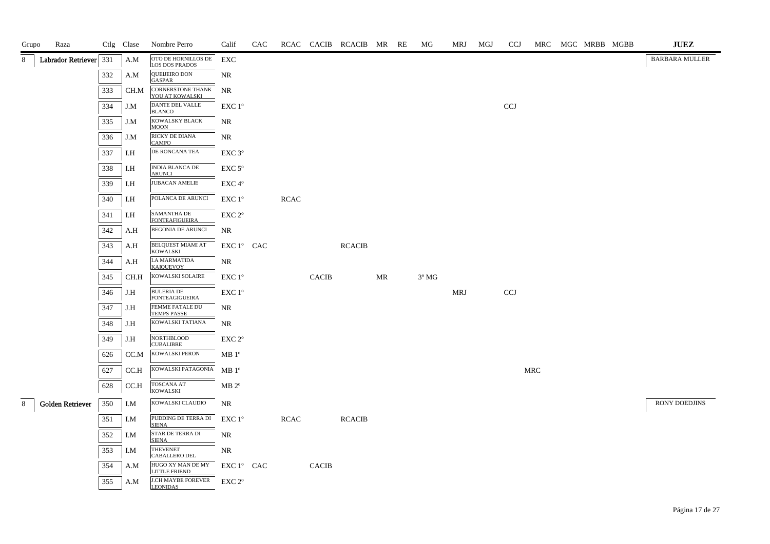| Grupo | Raza | Ctlg | Clase | Nombre Perro | Calif | CAC | RCAC | CACIB | RCACIB | MR | RE | MG | MRJ | MGJ | CCJ | MRC | MGC | MRBB | MGBB | JUEZ |
|---|---|---|---|---|---|---|---|---|---|---|---|---|---|---|---|---|---|---|---|---|
| 8 | Labrador Retriever | 331 | A.M | OTO DE HORNILLOS DE LOS DOS PRADOS | EXC | | | | | | | | | | | | | | | BARBARA MULLER |
| | | 332 | A.M | QUEIJEIRO DON GASPAR | NR | | | | | | | | | | | | | | | |
| | | 333 | CH.M | CORNERSTONE THANK YOU AT KOWALSKI | NR | | | | | | | | | | | | | | | |
| | | 334 | J.M | DANTE DEL VALLE BLANCO | EXC 1º | | | | | | | | | | CCJ | | | | | |
| | | 335 | J.M | KOWALSKY BLACK MOON | NR | | | | | | | | | | | | | | | |
| | | 336 | J.M | RICKY DE DIANA CAMPO | NR | | | | | | | | | | | | | | | |
| | | 337 | I.H | DE RONCANA TEA | EXC 3º | | | | | | | | | | | | | | | |
| | | 338 | I.H | INDIA BLANCA DE ARUNCI | EXC 5º | | | | | | | | | | | | | | | |
| | | 339 | I.H | JUBACAN AMELIE | EXC 4º | | | | | | | | | | | | | | | |
| | | 340 | I.H | POLANCA DE ARUNCI | EXC 1º | | RCAC | | | | | | | | | | | | | |
| | | 341 | I.H | SAMANTHA DE FONTEAFIGUEIRA | EXC 2º | | | | | | | | | | | | | | | |
| | | 342 | A.H | BEGONIA DE ARUNCI | NR | | | | | | | | | | | | | | | |
| | | 343 | A.H | BELQUEST MIAMI AT KOWALSKI | EXC 1º | CAC | | | RCACIB | | | | | | | | | | | |
| | | 344 | A.H | LA MARMATIDA KAIQUEVOY | NR | | | | | | | | | | | | | | | |
| | | 345 | CH.H | KOWALSKI SOLAIRE | EXC 1º | | | CACIB | | MR | | 3º MG | | | | | | | | |
| | | 346 | J.H | BULERIA DE FONTEAGIGUEIRA | EXC 1º | | | | | | | | MRJ | | CCJ | | | | | |
| | | 347 | J.H | FEMME FATALE DU TEMPS PASSE | NR | | | | | | | | | | | | | | | |
| | | 348 | J.H | KOWALSKI TATIANA | NR | | | | | | | | | | | | | | | |
| | | 349 | J.H | NORTHBLOOD CUBALIBRE | EXC 2º | | | | | | | | | | | | | | | |
| | | 626 | CC.M | KOWALSKI PERON | MB 1º | | | | | | | | | | | | | | | |
| | | 627 | CC.H | KOWALSKI PATAGONIA | MB 1º | | | | | | | | | | | MRC | | | | |
| | | 628 | CC.H | TOSCANA AT KOWALSKI | MB 2º | | | | | | | | | | | | | | | |
| 8 | Golden Retriever | 350 | I.M | KOWALSKI CLAUDIO | NR | | | | | | | | | | | | | | | RONY DOEDJINS |
| | | 351 | I.M | PUDDING DE TERRA DI SIENA | EXC 1º | | RCAC | | RCACIB | | | | | | | | | | | |
| | | 352 | I.M | STAR DE TERRA DI SIENA | NR | | | | | | | | | | | | | | | |
| | | 353 | I.M | THEVENET CABALLERO DEL | NR | | | | | | | | | | | | | | | |
| | | 354 | A.M | HUGO XY MAN DE MY LITTLE FRIEND | EXC 1º | CAC | | CACIB | | | | | | | | | | | | |
| | | 355 | A.M | J.CH MAYBE FOREVER LEONIDAS | EXC 2º | | | | | | | | | | | | | | | |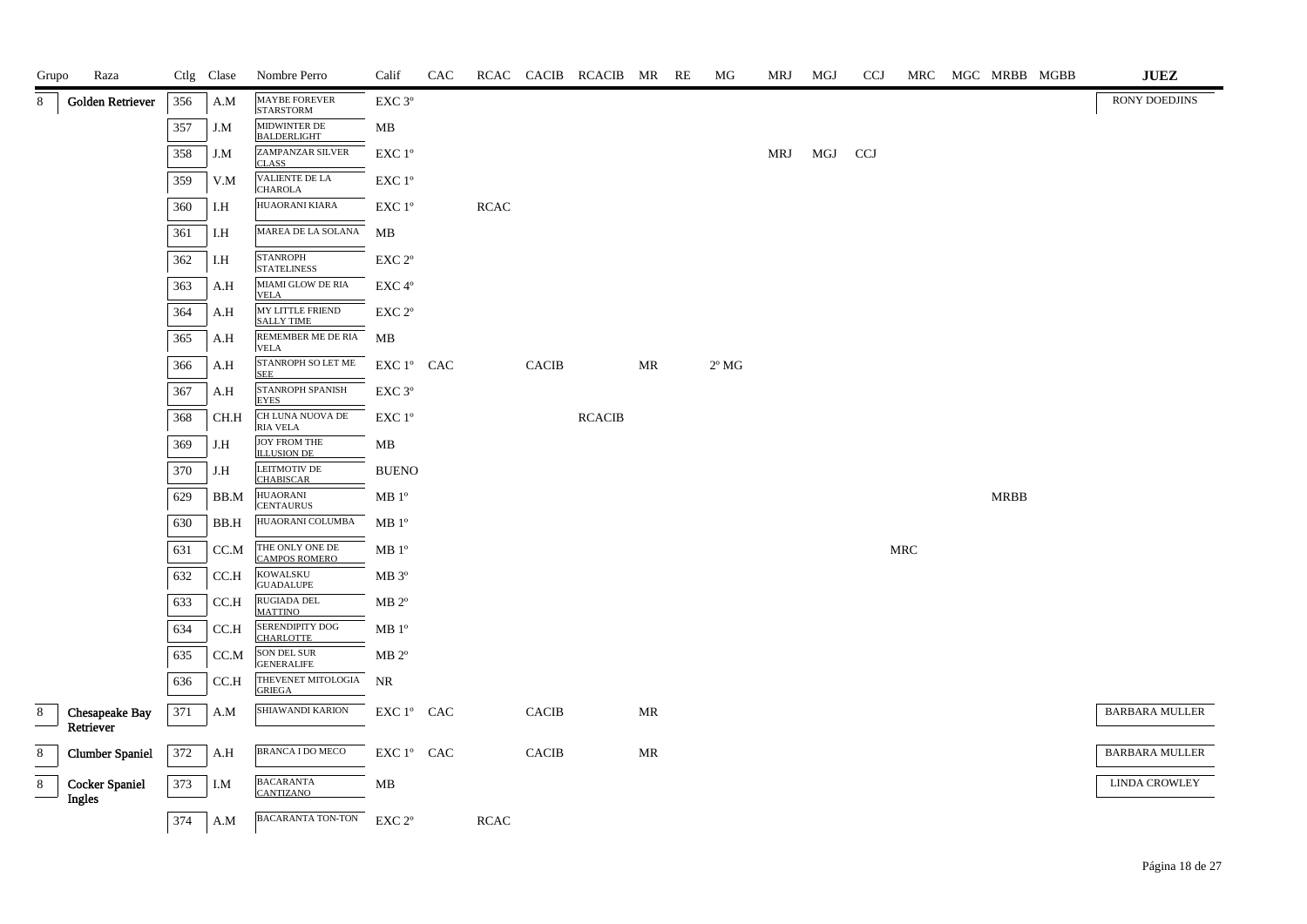| Grupo | Raza | Ctlg | Clase | Nombre Perro | Calif | CAC | RCAC | CACIB | RCACIB | MR | RE | MG | MRJ | MGJ | CCJ | MRC | MGC | MRBB | MGBB | JUEZ |
|---|---|---|---|---|---|---|---|---|---|---|---|---|---|---|---|---|---|---|---|---|
| 8 | Golden Retriever | 356 | A.M | MAYBE FOREVER STARSTORM | EXC 3º | | | | | | | | | | | | | | | RONY DOEDJINS |
| | | 357 | J.M | MIDWINTER DE BALDERLIGHT | MB | | | | | | | | | | | | | | | |
| | | 358 | J.M | ZAMPANZAR SILVER CLASS | EXC 1º | | | | | | | | MRJ | MGJ | CCJ | | | | | |
| | | 359 | V.M | VALIENTE DE LA CHAROLA | EXC 1º | | | | | | | | | | | | | | | |
| | | 360 | I.H | HUAORANI KIARA | EXC 1º | | RCAC | | | | | | | | | | | | | |
| | | 361 | I.H | MAREA DE LA SOLANA | MB | | | | | | | | | | | | | | | |
| | | 362 | I.H | STANROPH STATELINESS | EXC 2º | | | | | | | | | | | | | | | |
| | | 363 | A.H | MIAMI GLOW DE RIA VELA | EXC 4º | | | | | | | | | | | | | | | |
| | | 364 | A.H | MY LITTLE FRIEND SALLY TIME | EXC 2º | | | | | | | | | | | | | | | |
| | | 365 | A.H | REMEMBER ME DE RIA VELA | MB | | | | | | | | | | | | | | | |
| | | 366 | A.H | STANROPH SO LET ME SEE | EXC 1º | CAC | | CACIB | | MR | | 2º MG | | | | | | | | |
| | | 367 | A.H | STANROPH SPANISH EYES | EXC 3º | | | | | | | | | | | | | | | |
| | | 368 | CH.H | CH LUNA NUOVA DE RIA VELA | EXC 1º | | | | RCACIB | | | | | | | | | | | |
| | | 369 | J.H | JOY FROM THE ILLUSION DE | MB | | | | | | | | | | | | | | | |
| | | 370 | J.H | LEITMOTIV DE CHABISCAR | BUENO | | | | | | | | | | | | | | | |
| | | 629 | BB.M | HUAORANI CENTAURUS | MB 1º | | | | | | | | | | | | | MRBB | | |
| | | 630 | BB.H | HUAORANI COLUMBA | MB 1º | | | | | | | | | | | | | | | |
| | | 631 | CC.M | THE ONLY ONE DE CAMPOS ROMERO | MB 1º | | | | | | | | | | | MRC | | | | |
| | | 632 | CC.H | KOWALSKU GUADALUPE | MB 3º | | | | | | | | | | | | | | | |
| | | 633 | CC.H | RUGIADA DEL MATTINO | MB 2º | | | | | | | | | | | | | | | |
| | | 634 | CC.H | SERENDIPITY DOG CHARLOTTE | MB 1º | | | | | | | | | | | | | | | |
| | | 635 | CC.M | SON DEL SUR GENERALIFE | MB 2º | | | | | | | | | | | | | | | |
| | | 636 | CC.H | THEVENET MITOLOGIA GRIEGA | NR | | | | | | | | | | | | | | | |
| 8 | Chesapeake Bay Retriever | 371 | A.M | SHIAWANDI KARION | EXC 1º | CAC | | CACIB | | MR | | | | | | | | | | BARBARA MULLER |
| 8 | Clumber Spaniel | 372 | A.H | BRANCA I DO MECO | EXC 1º | CAC | | CACIB | | MR | | | | | | | | | | BARBARA MULLER |
| 8 | Cocker Spaniel Ingles | 373 | I.M | BACARANTA CANTIZANO | MB | | | | | | | | | | | | | | | LINDA CROWLEY |
| | | 374 | A.M | BACARANTA TON-TON | EXC 2º | | RCAC | | | | | | | | | | | | | |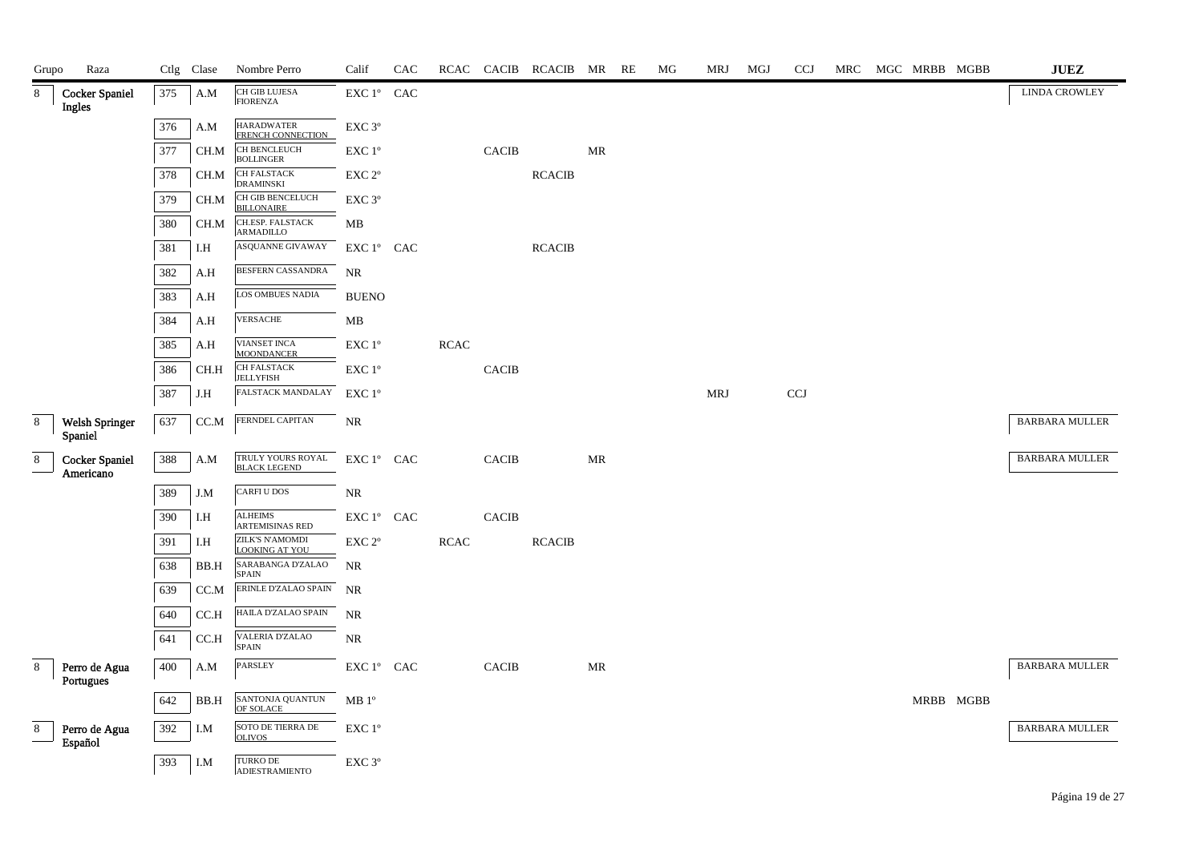| Grupo | Raza | Ctlg | Clase | Nombre Perro | Calif | CAC | RCAC | CACIB | RCACIB | MR | RE | MG | MRJ | MGJ | CCJ | MRC | MGC | MRBB | MGBB | JUEZ |
|---|---|---|---|---|---|---|---|---|---|---|---|---|---|---|---|---|---|---|---|---|
| 8 | Cocker Spaniel Ingles | 375 | A.M | CH GIB LUJESA FIORENZA | EXC 1º | CAC | | | | | | | | | | | | | | LINDA CROWLEY |
| | | 376 | A.M | HARADWATER FRENCH CONNECTION | EXC 3º | | | | | | | | | | | | | | | |
| | | 377 | CH.M | CH BENCLEUCH BOLLINGER | EXC 1º | | | CACIB | | MR | | | | | | | | | | |
| | | 378 | CH.M | CH FALSTACK DRAMINSKI | EXC 2º | | | | RCACIB | | | | | | | | | | | |
| | | 379 | CH.M | CH GIB BENCELUCH BILLONAIRE | EXC 3º | | | | | | | | | | | | | | | |
| | | 380 | CH.M | CH.ESP. FALSTACK ARMADILLO | MB | | | | | | | | | | | | | | | |
| | | 381 | I.H | ASQUANNE GIVAWAY | EXC 1º | CAC | | | RCACIB | | | | | | | | | | | |
| | | 382 | A.H | BESFERN CASSANDRA | NR | | | | | | | | | | | | | | | |
| | | 383 | A.H | LOS OMBUES NADIA | BUENO | | | | | | | | | | | | | | | |
| | | 384 | A.H | VERSACHE | MB | | | | | | | | | | | | | | | |
| | | 385 | A.H | VIANSET INCA MOONDANCER | EXC 1º | | RCAC | | | | | | | | | | | | | |
| | | 386 | CH.H | CH FALSTACK JELLYFISH | EXC 1º | | | CACIB | | | | | | | | | | | | |
| | | 387 | J.H | FALSTACK MANDALAY | EXC 1º | | | | | | | | MRJ | | CCJ | | | | | |
| 8 | Welsh Springer Spaniel | 637 | CC.M | FERNDEL CAPITAN | NR | | | | | | | | | | | | | | | BARBARA MULLER |
| 8 | Cocker Spaniel Americano | 388 | A.M | TRULY YOURS ROYAL BLACK LEGEND | EXC 1º | CAC | | CACIB | | MR | | | | | | | | | | BARBARA MULLER |
| | | 389 | J.M | CARFI U DOS | NR | | | | | | | | | | | | | | | |
| | | 390 | I.H | ALHEIMS ARTEMISINAS RED | EXC 1º | CAC | | CACIB | | | | | | | | | | | | |
| | | 391 | I.H | ZILK'S N'AMOMDI LOOKING AT YOU | EXC 2º | | RCAC | | RCACIB | | | | | | | | | | | |
| | | 638 | BB.H | SARABANGA D'ZALAO SPAIN | NR | | | | | | | | | | | | | | | |
| | | 639 | CC.M | ERINLE D'ZALAO SPAIN | NR | | | | | | | | | | | | | | | |
| | | 640 | CC.H | HAILA D'ZALAO SPAIN | NR | | | | | | | | | | | | | | | |
| | | 641 | CC.H | VALERIA D'ZALAO SPAIN | NR | | | | | | | | | | | | | | | |
| 8 | Perro de Agua Portugues | 400 | A.M | PARSLEY | EXC 1º | CAC | | CACIB | | MR | | | | | | | | | | BARBARA MULLER |
| | | 642 | BB.H | SANTONJA QUANTUN OF SOLACE | MB 1º | | | | | | | | | | | | | MRBB | MGBB | |
| 8 | Perro de Agua Español | 392 | I.M | SOTO DE TIERRA DE OLIVOS | EXC 1º | | | | | | | | | | | | | | | BARBARA MULLER |
| | | 393 | I.M | TURKO DE ADIESTRAMIENTO | EXC 3º | | | | | | | | | | | | | | | |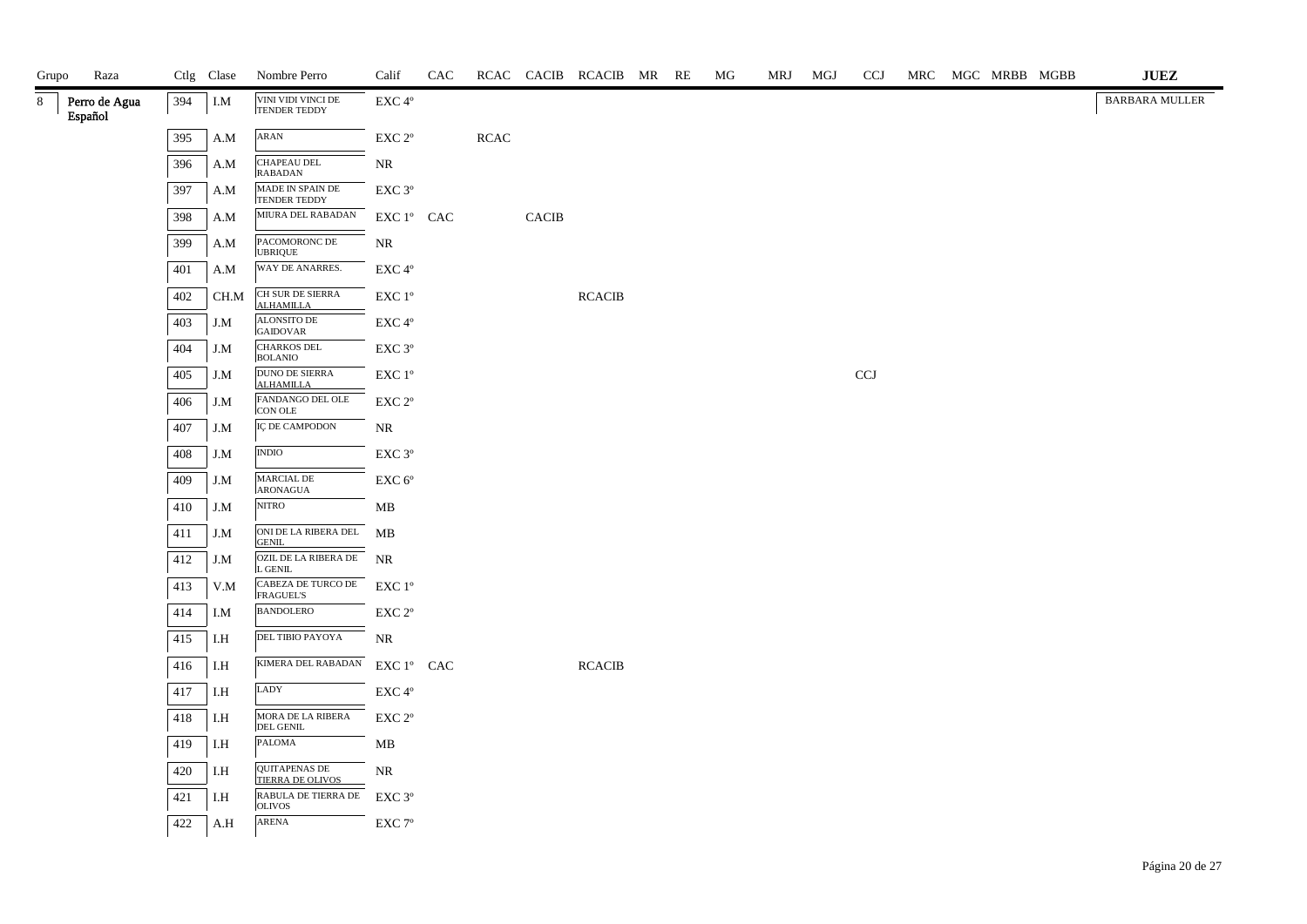| Grupo | Raza | Ctlg | Clase | Nombre Perro | Calif | CAC | RCAC | CACIB | RCACIB | MR | RE | MG | MRJ | MGJ | CCJ | MRC | MGC | MRBB | MGBB | JUEZ |
|---|---|---|---|---|---|---|---|---|---|---|---|---|---|---|---|---|---|---|---|---|
| 8 | Perro de Agua Español | 394 | I.M | VINI VIDI VINCI DE TENDER TEDDY | EXC 4º | | | | | | | | | | | | | | | BARBARA MULLER |
| | | 395 | A.M | ARAN | EXC 2º | | RCAC | | | | | | | | | | | | | |
| | | 396 | A.M | CHAPEAU DEL RABADAN | NR | | | | | | | | | | | | | | | |
| | | 397 | A.M | MADE IN SPAIN DE TENDER TEDDY | EXC 3º | | | | | | | | | | | | | | | |
| | | 398 | A.M | MIURA DEL RABADAN | EXC 1º | CAC | | CACIB | | | | | | | | | | | | |
| | | 399 | A.M | PACOMORONC DE UBRIQUE | NR | | | | | | | | | | | | | | | |
| | | 401 | A.M | WAY DE ANARRES. | EXC 4º | | | | | | | | | | | | | | | |
| | | 402 | CH.M | CH SUR DE SIERRA ALHAMILLA | EXC 1º | | | | RCACIB | | | | | | | | | | | |
| | | 403 | J.M | ALONSITO DE GAIDOVAR | EXC 4º | | | | | | | | | | | | | | | |
| | | 404 | J.M | CHARKOS DEL BOLANIO | EXC 3º | | | | | | | | | | | | | | | |
| | | 405 | J.M | DUNO DE SIERRA ALHAMILLA | EXC 1º | | | | | | | | | | CCJ | | | | | |
| | | 406 | J.M | FANDANGO DEL OLE CON OLE | EXC 2º | | | | | | | | | | | | | | | |
| | | 407 | J.M | IÇ DE CAMPODON | NR | | | | | | | | | | | | | | | |
| | | 408 | J.M | INDIO | EXC 3º | | | | | | | | | | | | | | | |
| | | 409 | J.M | MARCIAL DE ARONAGUA | EXC 6º | | | | | | | | | | | | | | | |
| | | 410 | J.M | NITRO | MB | | | | | | | | | | | | | | | |
| | | 411 | J.M | ONI DE LA RIBERA DEL GENIL | MB | | | | | | | | | | | | | | | |
| | | 412 | J.M | OZIL DE LA RIBERA DE L GENIL | NR | | | | | | | | | | | | | | | |
| | | 413 | V.M | CABEZA DE TURCO DE FRAGUEL'S | EXC 1º | | | | | | | | | | | | | | | |
| | | 414 | I.M | BANDOLERO | EXC 2º | | | | | | | | | | | | | | | |
| | | 415 | I.H | DEL TIBIO PAYOYA | NR | | | | | | | | | | | | | | | |
| | | 416 | I.H | KIMERA DEL RABADAN | EXC 1º | CAC | | | RCACIB | | | | | | | | | | | |
| | | 417 | I.H | LADY | EXC 4º | | | | | | | | | | | | | | | |
| | | 418 | I.H | MORA DE LA RIBERA DEL GENIL | EXC 2º | | | | | | | | | | | | | | | |
| | | 419 | I.H | PALOMA | MB | | | | | | | | | | | | | | | |
| | | 420 | I.H | QUITAPENAS DE TIERRA DE OLIVOS | NR | | | | | | | | | | | | | | | |
| | | 421 | I.H | RABULA DE TIERRA DE OLIVOS | EXC 3º | | | | | | | | | | | | | | | |
| | | 422 | A.H | ARENA | EXC 7º | | | | | | | | | | | | | | | |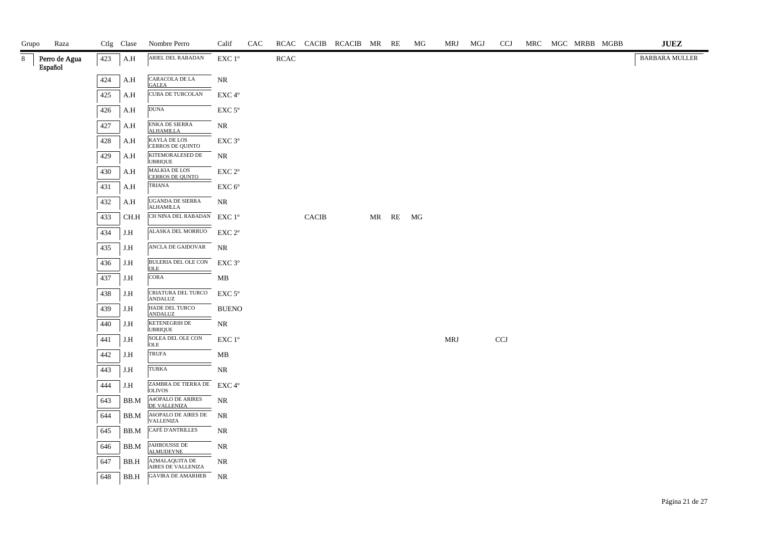| Grupo | Raza | Ctlg | Clase | Nombre Perro | Calif | CAC | RCAC | CACIB | RCACIB | MR | RE | MG | MRJ | MGJ | CCJ | MRC | MGC | MRBB | MGBB | JUEZ |
|---|---|---|---|---|---|---|---|---|---|---|---|---|---|---|---|---|---|---|---|---|
| 8 | Perro de Agua Español | 423 | A.H | ARIEL DEL RABADAN | EXC 1º | | RCAC | | | | | | | | | | | | | BARBARA MULLER |
| | | 424 | A.H | CARACOLA DE LA GALEA | NR | | | | | | | | | | | | | | | |
| | | 425 | A.H | CUBA DE TURCOLAN | EXC 4º | | | | | | | | | | | | | | | |
| | | 426 | A.H | DUNA | EXC 5º | | | | | | | | | | | | | | | |
| | | 427 | A.H | ENKA DE SIERRA ALHAMILLA | NR | | | | | | | | | | | | | | | |
| | | 428 | A.H | KAYLA DE LOS CERROS DE QUINTO | EXC 3º | | | | | | | | | | | | | | | |
| | | 429 | A.H | KITEMORALESED DE UBRIQUE | NR | | | | | | | | | | | | | | | |
| | | 430 | A.H | MALKIA DE LOS CERROS DE QUNTO | EXC 2º | | | | | | | | | | | | | | | |
| | | 431 | A.H | TRIANA | EXC 6º | | | | | | | | | | | | | | | |
| | | 432 | A.H | UGANDA DE SIERRA ALHAMILLA | NR | | | | | | | | | | | | | | | |
| | | 433 | CH.H | CH NINA DEL RABADAN | EXC 1º | | | CACIB | | MR | RE | MG | | | | | | | | |
| | | 434 | J.H | ALASKA DEL MORRUO | EXC 2º | | | | | | | | | | | | | | | |
| | | 435 | J.H | ANCLA DE GAIDOVAR | NR | | | | | | | | | | | | | | | |
| | | 436 | J.H | BULERIA DEL OLE CON OLE | EXC 3º | | | | | | | | | | | | | | | |
| | | 437 | J.H | CORA | MB | | | | | | | | | | | | | | | |
| | | 438 | J.H | CRIATURA DEL TURCO ANDALUZ | EXC 5º | | | | | | | | | | | | | | | |
| | | 439 | J.H | HADE DEL TURCO ANDALUZ | BUENO | | | | | | | | | | | | | | | |
| | | 440 | J.H | KETENEGRIH DE UBRIQUE | NR | | | | | | | | | | | | | | | |
| | | 441 | J.H | SOLEA DEL OLE CON OLE | EXC 1º | | | | | | | | MRJ | | CCJ | | | | | |
| | | 442 | J.H | TRUFA | MB | | | | | | | | | | | | | | | |
| | | 443 | J.H | TURKA | NR | | | | | | | | | | | | | | | |
| | | 444 | J.H | ZAMBRA DE TIERRA DE OLIVOS | EXC 4º | | | | | | | | | | | | | | | |
| | | 643 | BB.M | A4OPALO DE ARIRES DE VALLENIZA | NR | | | | | | | | | | | | | | | |
| | | 644 | BB.M | A6OPALO DE AIRES DE VALLENIZA | NR | | | | | | | | | | | | | | | |
| | | 645 | BB.M | CAFÉ D'ANTRILLES | NR | | | | | | | | | | | | | | | |
| | | 646 | BB.M | JAHROUSSE DE ALMUDEYNE | NR | | | | | | | | | | | | | | | |
| | | 647 | BB.H | A2MALAQUITA DE AIRES DE VALLENIZA | NR | | | | | | | | | | | | | | | |
| | | 648 | BB.H | GAVIRA DE AMARHEB | NR | | | | | | | | | | | | | | | |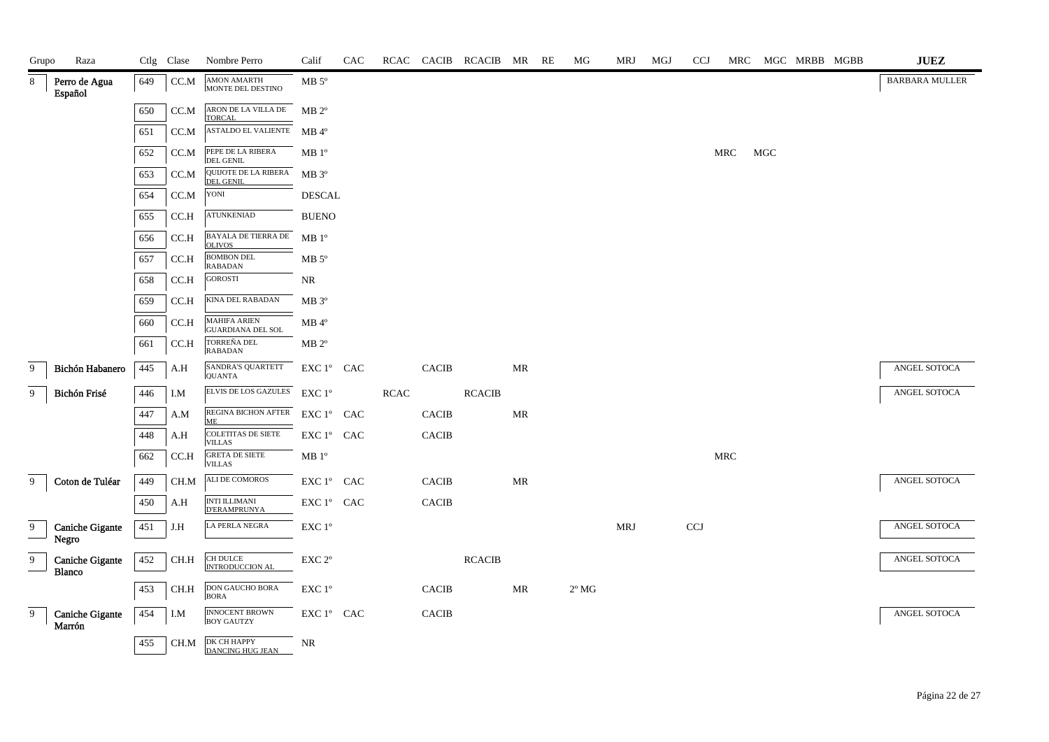| Grupo | Raza | Ctlg | Clase | Nombre Perro | Calif | CAC | RCAC | CACIB | RCACIB | MR | RE | MG | MRJ | MGJ | CCJ | MRC | MGC | MRBB | MGBB | JUEZ |
|---|---|---|---|---|---|---|---|---|---|---|---|---|---|---|---|---|---|---|---|---|
| 8 | Perro de Agua Español | 649 | CC.M | AMON AMARTH MONTE DEL DESTINO | MB 5º | | | | | | | | | | | | | | | BARBARA MULLER |
| | | 650 | CC.M | ARON DE LA VILLA DE TORCAL | MB 2º | | | | | | | | | | | | | | | |
| | | 651 | CC.M | ASTALDO EL VALIENTE | MB 4º | | | | | | | | | | | | | | | |
| | | 652 | CC.M | PEPE DE LA RIBERA DEL GENIL | MB 1º | | | | | | | | | | | MRC | MGC | | | |
| | | 653 | CC.M | QUIJOTE DE LA RIBERA DEL GENIL | MB 3º | | | | | | | | | | | | | | | |
| | | 654 | CC.M | YONI | DESCAL | | | | | | | | | | | | | | | |
| | | 655 | CC.H | ATUNKENIAD | BUENO | | | | | | | | | | | | | | | |
| | | 656 | CC.H | BAYALA DE TIERRA DE OLIVOS | MB 1º | | | | | | | | | | | | | | | |
| | | 657 | CC.H | BOMBON DEL RABADAN | MB 5º | | | | | | | | | | | | | | | |
| | | 658 | CC.H | GOROSTI | NR | | | | | | | | | | | | | | | |
| | | 659 | CC.H | KINA DEL RABADAN | MB 3º | | | | | | | | | | | | | | | |
| | | 660 | CC.H | MAHIFA ARIEN GUARDIANA DEL SOL | MB 4º | | | | | | | | | | | | | | | |
| | | 661 | CC.H | TORREÑA DEL RABADAN | MB 2º | | | | | | | | | | | | | | | |
| 9 | Bichón Habanero | 445 | A.H | SANDRA'S QUARTETT QUANTA | EXC 1º | CAC | | CACIB | | MR | | | | | | | | | | ANGEL SOTOCA |
| 9 | Bichón Frisé | 446 | I.M | ELVIS DE LOS GAZULES | EXC 1º | | RCAC | | RCACIB | | | | | | | | | | | ANGEL SOTOCA |
| | | 447 | A.M | REGINA BICHON AFTER ME | EXC 1º | CAC | | CACIB | | MR | | | | | | | | | | |
| | | 448 | A.H | COLETITAS DE SIETE VILLAS | EXC 1º | CAC | | CACIB | | | | | | | | | | | | |
| | | 662 | CC.H | GRETA DE SIETE VILLAS | MB 1º | | | | | | | | | | | MRC | | | | |
| 9 | Coton de Tuléar | 449 | CH.M | ALI DE COMOROS | EXC 1º | CAC | | CACIB | | MR | | | | | | | | | | ANGEL SOTOCA |
| | | 450 | A.H | INTI ILLIMANI D'ERAMPRUNYA | EXC 1º | CAC | | CACIB | | | | | | | | | | | | |
| 9 | Caniche Gigante Negro | 451 | J.H | LA PERLA NEGRA | EXC 1º | | | | | | | | MRJ | | CCJ | | | | | ANGEL SOTOCA |
| 9 | Caniche Gigante Blanco | 452 | CH.H | CH DULCE INTRODUCCION AL | EXC 2º | | | | RCACIB | | | | | | | | | | | ANGEL SOTOCA |
| | | 453 | CH.H | DON GAUCHO BORA BORA | EXC 1º | | | CACIB | | MR | | 2º MG | | | | | | | | |
| 9 | Caniche Gigante Marrón | 454 | I.M | INNOCENT BROWN BOY GAUTZY | EXC 1º | CAC | | CACIB | | | | | | | | | | | | ANGEL SOTOCA |
| | | 455 | CH.M | DK CH HAPPY DANCING HUG JEAN | NR | | | | | | | | | | | | | | | |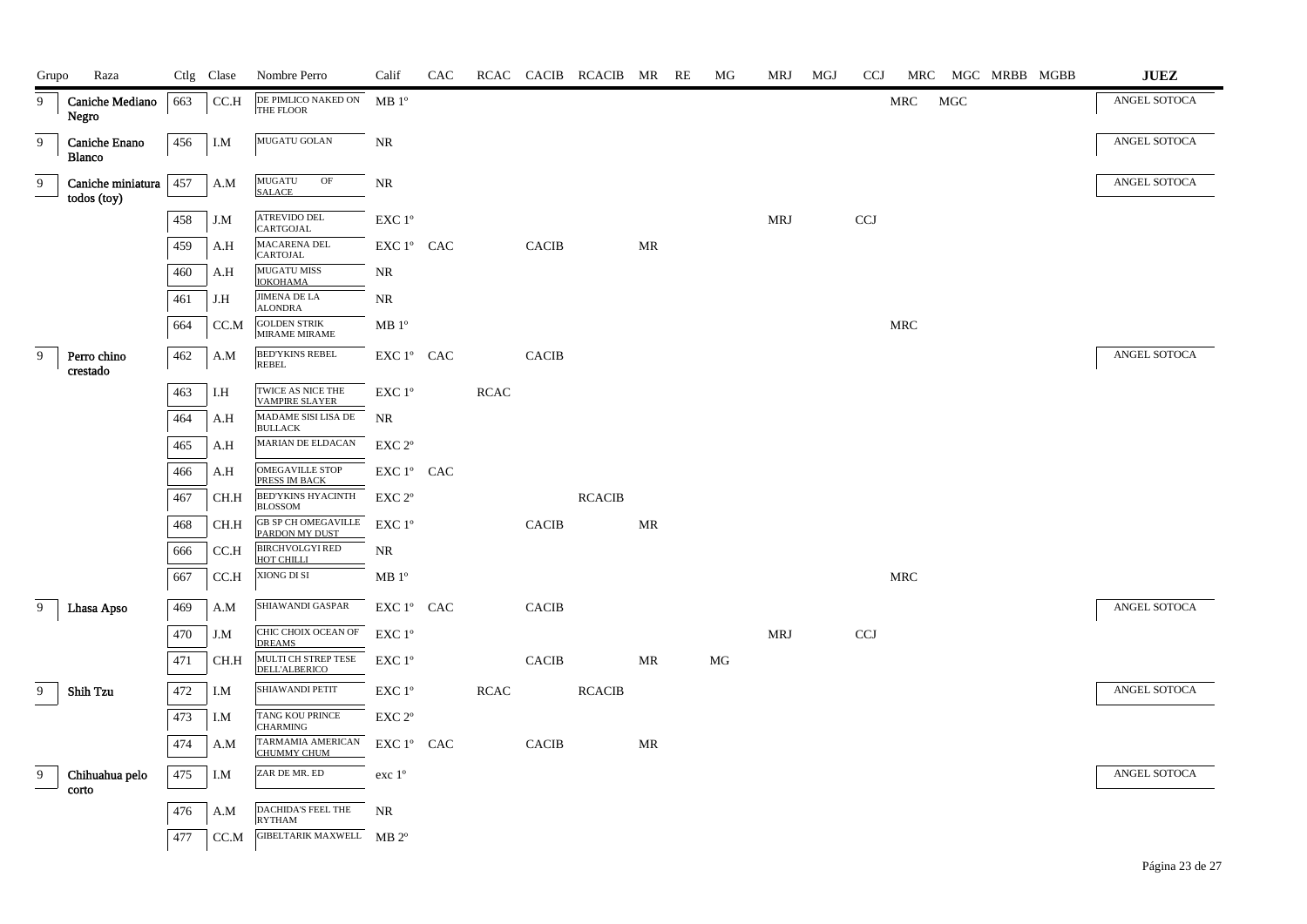| Grupo | Raza | Ctlg | Clase | Nombre Perro | Calif | CAC | RCAC | CACIB | RCACIB | MR | RE | MG | MRJ | MGJ | CCJ | MRC | MGC | MRBB | MGBB | JUEZ |
|---|---|---|---|---|---|---|---|---|---|---|---|---|---|---|---|---|---|---|---|---|
| 9 | Caniche Mediano Negro | 663 | CC.H | DE PIMLICO NAKED ON THE FLOOR | MB 1º | | | | | | | | | | | MRC | MGC | | | ANGEL SOTOCA |
| 9 | Caniche Enano Blanco | 456 | I.M | MUGATU GOLAN | NR | | | | | | | | | | | | | | | ANGEL SOTOCA |
| 9 | Caniche miniatura todos (toy) | 457 | A.M | MUGATU OF SALACE | NR | | | | | | | | | | | | | | | ANGEL SOTOCA |
| | | 458 | J.M | ATREVIDO DEL CARTGOJAL | EXC 1º | | | | | | | | MRJ | | CCJ | | | | | |
| | | 459 | A.H | MACARENA DEL CARTOJAL | EXC 1º | CAC | | CACIB | | MR | | | | | | | | | | |
| | | 460 | A.H | MUGATU MISS IOKOHAMA | NR | | | | | | | | | | | | | | | |
| | | 461 | J.H | JIMENA DE LA ALONDRA | NR | | | | | | | | | | | | | | | |
| | | 664 | CC.M | GOLDEN STRIK MIRAME MIRAME | MB 1º | | | | | | | | | | | MRC | | | | |
| 9 | Perro chino crestado | 462 | A.M | BED'YKINS REBEL REBEL | EXC 1º | CAC | | CACIB | | | | | | | | | | | | ANGEL SOTOCA |
| | | 463 | I.H | TWICE AS NICE THE VAMPIRE SLAYER | EXC 1º | | RCAC | | | | | | | | | | | | | |
| | | 464 | A.H | MADAME SISI LISA DE BULLACK | NR | | | | | | | | | | | | | | | |
| | | 465 | A.H | MARIAN DE ELDACAN | EXC 2º | | | | | | | | | | | | | | | |
| | | 466 | A.H | OMEGAVILLE STOP PRESS IM BACK | EXC 1º | CAC | | | | | | | | | | | | | | |
| | | 467 | CH.H | BED'YKINS HYACINTH BLOSSOM | EXC 2º | | | | RCACIB | | | | | | | | | | | |
| | | 468 | CH.H | GB SP CH OMEGAVILLE PARDON MY DUST | EXC 1º | | | CACIB | | MR | | | | | | | | | | |
| | | 666 | CC.H | BIRCHVOLGYI RED HOT CHILLI | NR | | | | | | | | | | | | | | | |
| | | 667 | CC.H | XIONG DI SI | MB 1º | | | | | | | | | | | MRC | | | | |
| 9 | Lhasa Apso | 469 | A.M | SHIAWANDI GASPAR | EXC 1º | CAC | | CACIB | | | | | | | | | | | | ANGEL SOTOCA |
| | | 470 | J.M | CHIC CHOIX OCEAN OF DREAMS | EXC 1º | | | | | | | | MRJ | | CCJ | | | | | |
| | | 471 | CH.H | MULTI CH STREP TESE DELL'ALBERICO | EXC 1º | | | CACIB | | MR | | MG | | | | | | | | |
| 9 | Shih Tzu | 472 | I.M | SHIAWANDI PETIT | EXC 1º | | RCAC | | RCACIB | | | | | | | | | | | ANGEL SOTOCA |
| | | 473 | I.M | TANG KOU PRINCE CHARMING | EXC 2º | | | | | | | | | | | | | | | |
| | | 474 | A.M | TARMAMIA AMERICAN CHUMMY CHUM | EXC 1º | CAC | | CACIB | | MR | | | | | | | | | | |
| 9 | Chihuahua pelo corto | 475 | I.M | ZAR DE MR. ED | exc 1º | | | | | | | | | | | | | | | ANGEL SOTOCA |
| | | 476 | A.M | DACHIDA'S FEEL THE RYTHAM | NR | | | | | | | | | | | | | | | |
| | | 477 | CC.M | GIBELTARIK MAXWELL | MB 2º | | | | | | | | | | | | | | | |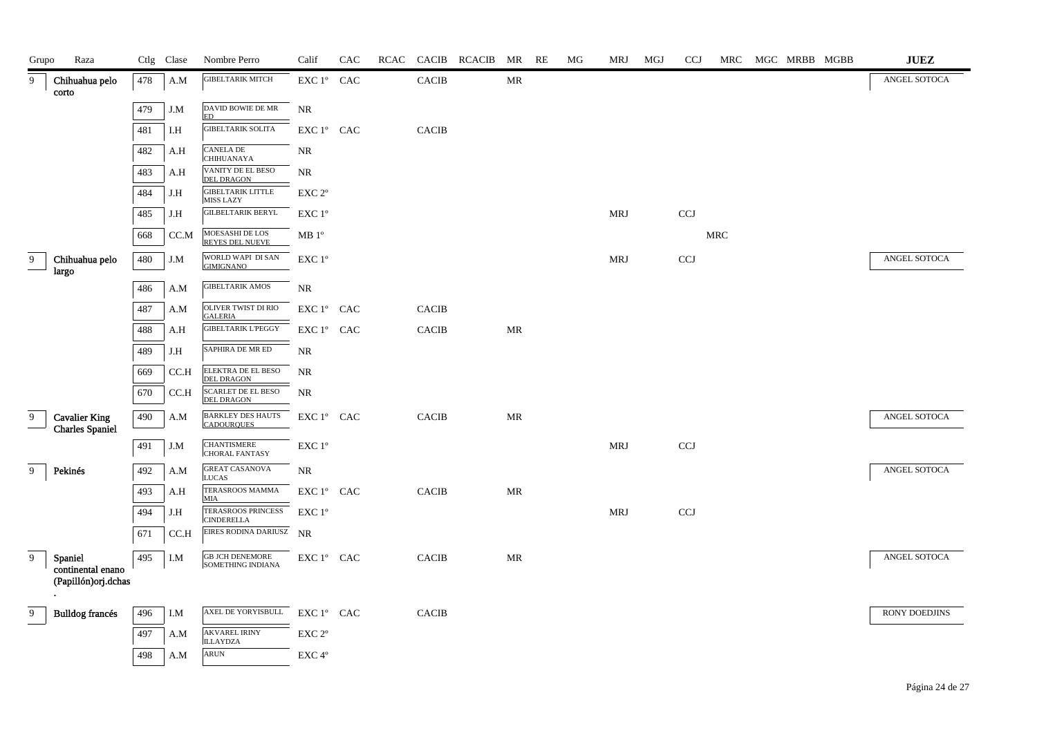| Grupo | Raza | Ctlg | Clase | Nombre Perro | Calif | CAC | RCAC | CACIB | RCACIB | MR | RE | MG | MRJ | MGJ | CCJ | MRC | MGC | MRBB | MGBB | JUEZ |
|---|---|---|---|---|---|---|---|---|---|---|---|---|---|---|---|---|---|---|---|---|
| 9 | Chihuahua pelo corto | 478 | A.M | GIBELTARIK MITCH | EXC 1º | CAC | | CACIB | | MR | | | | | | | | | | ANGEL SOTOCA |
| | | 479 | J.M | DAVID BOWIE DE MR ED | NR | | | | | | | | | | | | | | | |
| | | 481 | I.H | GIBELTARIK SOLITA | EXC 1º | CAC | | CACIB | | | | | | | | | | | | |
| | | 482 | A.H | CANELA DE CHIHUANAYA | NR | | | | | | | | | | | | | | | |
| | | 483 | A.H | VANITY DE EL BESO DEL DRAGON | NR | | | | | | | | | | | | | | | |
| | | 484 | J.H | GIBELTARIK LITTLE MISS LAZY | EXC 2º | | | | | | | | | | | | | | | |
| | | 485 | J.H | GILBELTARIK BERYL | EXC 1º | | | | | | | | MRJ | | CCJ | | | | | |
| | | 668 | CC.M | MOESASHI DE LOS REYES DEL NUEVE | MB 1º | | | | | | | | | | | MRC | | | | |
| 9 | Chihuahua pelo largo | 480 | J.M | WORLD WAPI DI SAN GIMIGNANO | EXC 1º | | | | | | | | MRJ | | CCJ | | | | | ANGEL SOTOCA |
| | | 486 | A.M | GIBELTARIK AMOS | NR | | | | | | | | | | | | | | | |
| | | 487 | A.M | OLIVER TWIST DI RIO GALERIA | EXC 1º | CAC | | CACIB | | | | | | | | | | | | |
| | | 488 | A.H | GIBELTARIK L'PEGGY | EXC 1º | CAC | | CACIB | | MR | | | | | | | | | | |
| | | 489 | J.H | SAPHIRA DE MR ED | NR | | | | | | | | | | | | | | | |
| | | 669 | CC.H | ELEKTRA DE EL BESO DEL DRAGON | NR | | | | | | | | | | | | | | | |
| | | 670 | CC.H | SCARLET DE EL BESO DEL DRAGON | NR | | | | | | | | | | | | | | | |
| 9 | Cavalier King Charles Spaniel | 490 | A.M | BARKLEY DES HAUTS CADOURQUES | EXC 1º | CAC | | CACIB | | MR | | | | | | | | | | ANGEL SOTOCA |
| | | 491 | J.M | CHANTISMERE CHORAL FANTASY | EXC 1º | | | | | | | | MRJ | | CCJ | | | | | |
| 9 | Pekinés | 492 | A.M | GREAT CASANOVA LUCAS | NR | | | | | | | | | | | | | | | ANGEL SOTOCA |
| | | 493 | A.H | TERASROOS MAMMA MIA | EXC 1º | CAC | | CACIB | | MR | | | | | | | | | | |
| | | 494 | J.H | TERASROOS PRINCESS CINDERELLA | EXC 1º | | | | | | | | MRJ | | CCJ | | | | | |
| | | 671 | CC.H | EIRES RODINA DARIUSZ | NR | | | | | | | | | | | | | | | |
| 9 | Spaniel continental enano (Papillón)orj.dchas . | 495 | I.M | GB JCH DENEMORE SOMETHING INDIANA | EXC 1º | CAC | | CACIB | | MR | | | | | | | | | | ANGEL SOTOCA |
| 9 | Bulldog francés | 496 | I.M | AXEL DE YORYISBULL | EXC 1º | CAC | | CACIB | | | | | | | | | | | | RONY DOEDJINS |
| | | 497 | A.M | AKVAREL IRINY ILLAYDZA | EXC 2º | | | | | | | | | | | | | | | |
| | | 498 | A.M | ARUN | EXC 4º | | | | | | | | | | | | | | | |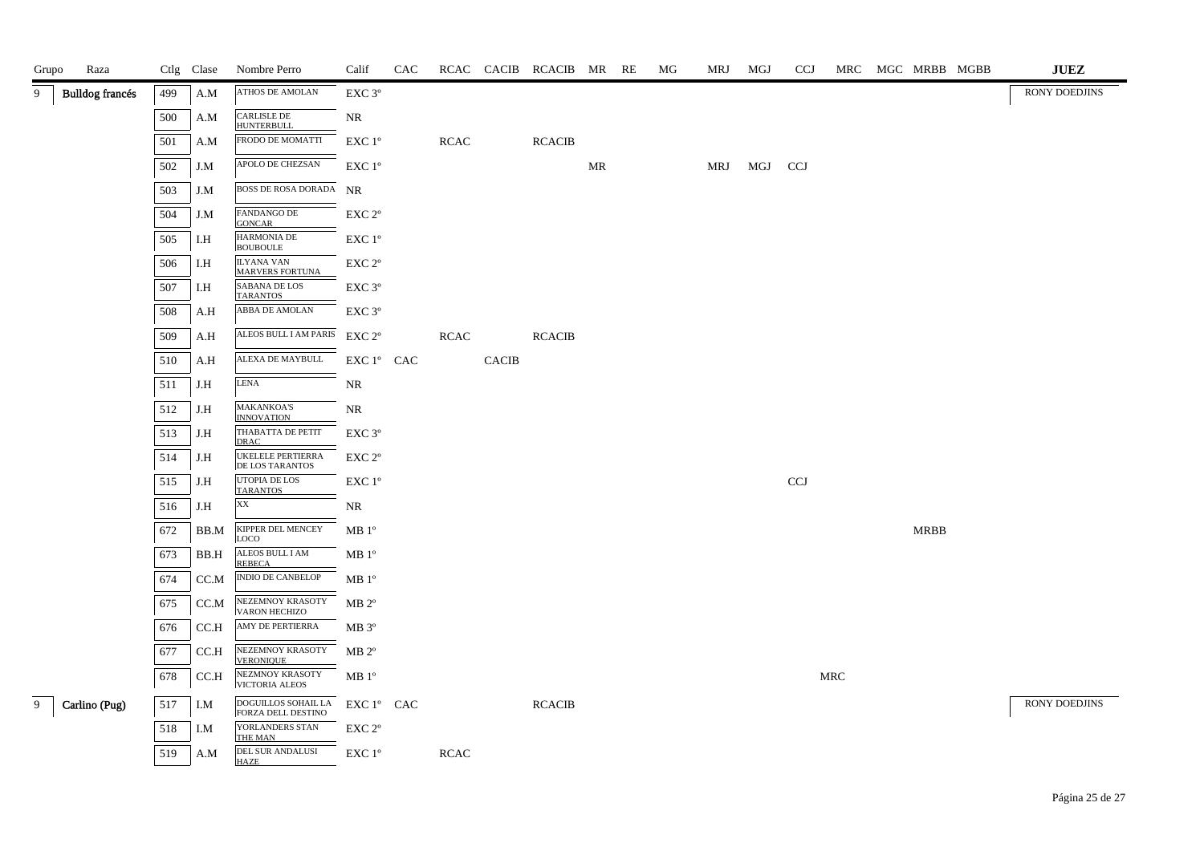| Grupo | Raza | Ctlg | Clase | Nombre Perro | Calif | CAC | RCAC | CACIB | RCACIB | MR | RE | MG | MRJ | MGJ | CCJ | MRC | MGC | MRBB | MGBB | JUEZ |
|---|---|---|---|---|---|---|---|---|---|---|---|---|---|---|---|---|---|---|---|---|
| 9 | Bulldog francés | 499 | A.M | ATHOS DE AMOLAN | EXC 3º | | | | | | | | | | | | | | | RONY DOEDJINS |
| | | 500 | A.M | CARLISLE DE HUNTERBULL | NR | | | | | | | | | | | | | | | |
| | | 501 | A.M | FRODO DE MOMATTI | EXC 1º | | RCAC | | RCACIB | | | | | | | | | | | |
| | | 502 | J.M | APOLO DE CHEZSAN | EXC 1º | | | | | MR | | | MRJ | MGJ | CCJ | | | | | |
| | | 503 | J.M | BOSS DE ROSA DORADA | NR | | | | | | | | | | | | | | | |
| | | 504 | J.M | FANDANGO DE GONCAR | EXC 2º | | | | | | | | | | | | | | | |
| | | 505 | I.H | HARMONIA DE BOUBOULE | EXC 1º | | | | | | | | | | | | | | | |
| | | 506 | I.H | ILYANA VAN MARVERS FORTUNA | EXC 2º | | | | | | | | | | | | | | | |
| | | 507 | I.H | SABANA DE LOS TARANTOS | EXC 3º | | | | | | | | | | | | | | | |
| | | 508 | A.H | ABBA DE AMOLAN | EXC 3º | | | | | | | | | | | | | | | |
| | | 509 | A.H | ALEOS BULL I AM PARIS | EXC 2º | | RCAC | | RCACIB | | | | | | | | | | | |
| | | 510 | A.H | ALEXA DE MAYBULL | EXC 1º | CAC | | CACIB | | | | | | | | | | | | |
| | | 511 | J.H | LENA | NR | | | | | | | | | | | | | | | |
| | | 512 | J.H | MAKANKOA'S INNOVATION | NR | | | | | | | | | | | | | | | |
| | | 513 | J.H | THABATTA DE PETIT DRAC | EXC 3º | | | | | | | | | | | | | | | |
| | | 514 | J.H | UKELELE PERTIERRA DE LOS TARANTOS | EXC 2º | | | | | | | | | | | | | | | |
| | | 515 | J.H | UTOPIA DE LOS TARANTOS | EXC 1º | | | | | | | | | | CCJ | | | | | |
| | | 516 | J.H | XX | NR | | | | | | | | | | | | | | | |
| | | 672 | BB.M | KIPPER DEL MENCEY LOCO | MB 1º | | | | | | | | | | | | | MRBB | | |
| | | 673 | BB.H | ALEOS BULL I AM REBECA | MB 1º | | | | | | | | | | | | | | | |
| | | 674 | CC.M | INDIO DE CANBELOP | MB 1º | | | | | | | | | | | | | | | |
| | | 675 | CC.M | NEZEMNOY KRASOTY VARON HECHIZO | MB 2º | | | | | | | | | | | | | | | |
| | | 676 | CC.H | AMY DE PERTIERRA | MB 3º | | | | | | | | | | | | | | | |
| | | 677 | CC.H | NEZEMNOY KRASOTY VERONIQUE | MB 2º | | | | | | | | | | | | | | | |
| | | 678 | CC.H | NEZMNOY KRASOTY VICTORIA ALEOS | MB 1º | | | | | | | | | | | MRC | | | | |
| 9 | Carlino (Pug) | 517 | I.M | DOGUILLOS SOHAIL LA FORZA DELL DESTINO | EXC 1º | CAC | | | RCACIB | | | | | | | | | | | RONY DOEDJINS |
| | | 518 | I.M | YORLANDERS STAN THE MAN | EXC 2º | | | | | | | | | | | | | | | |
| | | 519 | A.M | DEL SUR ANDALUSI HAZE | EXC 1º | | RCAC | | | | | | | | | | | | | |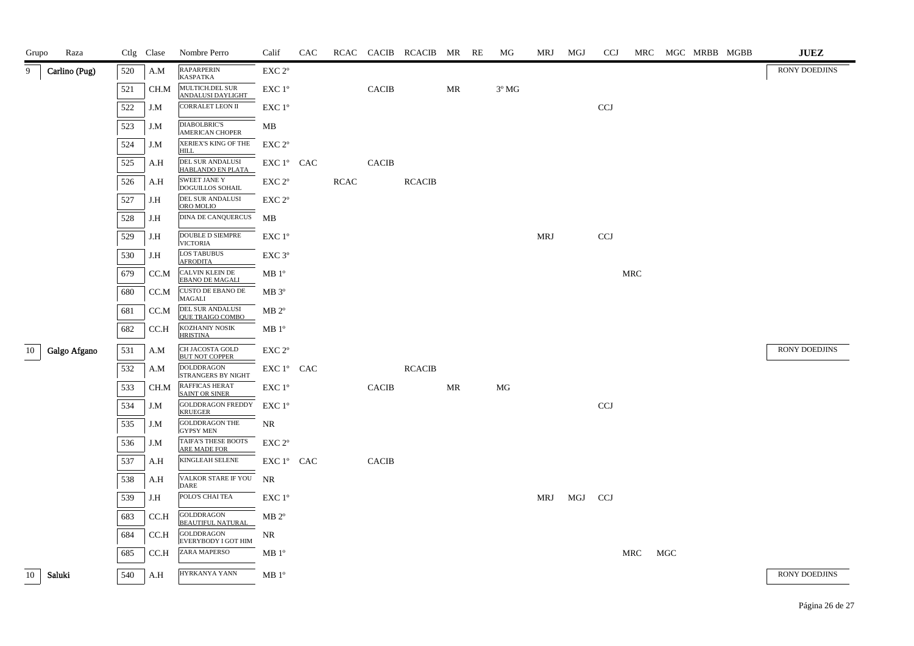| Grupo | Raza | Ctlg | Clase | Nombre Perro | Calif | CAC | RCAC | CACIB | RCACIB | MR | RE | MG | MRJ | MGJ | CCJ | MRC | MGC | MRBB | MGBB | JUEZ |
|---|---|---|---|---|---|---|---|---|---|---|---|---|---|---|---|---|---|---|---|---|
| 9 | Carlino (Pug) | 520 | A.M | RAPARPERIN KASPATKA | EXC 2º | | | | | | | | | | | | | | | RONY DOEDJINS |
| | | 521 | CH.M | MULTICH.DEL SUR ANDALUSI DAYLIGHT | EXC 1º | | | CACIB | | MR | | 3º MG | | | | | | | | |
| | | 522 | J.M | CORRALET LEON II | EXC 1º | | | | | | | | | | CCJ | | | | | |
| | | 523 | J.M | DIABOLBRIC'S AMERICAN CHOPER | MB | | | | | | | | | | | | | | | |
| | | 524 | J.M | XERIEX'S KING OF THE HILL | EXC 2º | | | | | | | | | | | | | | | |
| | | 525 | A.H | DEL SUR ANDALUSI HABLANDO EN PLATA | EXC 1º | CAC | | CACIB | | | | | | | | | | | | |
| | | 526 | A.H | SWEET JANE Y DOGUILLOS SOHAIL | EXC 2º | | RCAC | | RCACIB | | | | | | | | | | | |
| | | 527 | J.H | DEL SUR ANDALUSI ORO MOLIO | EXC 2º | | | | | | | | | | | | | | | |
| | | 528 | J.H | DINA DE CANQUERCUS | MB | | | | | | | | | | | | | | | |
| | | 529 | J.H | DOUBLE D SIEMPRE VICTORIA | EXC 1º | | | | | | | | MRJ | | CCJ | | | | | |
| | | 530 | J.H | LOS TABUBUS AFRODITA | EXC 3º | | | | | | | | | | | | | | | |
| | | 679 | CC.M | CALVIN KLEIN DE EBANO DE MAGALI | MB 1º | | | | | | | | | | | MRC | | | | |
| | | 680 | CC.M | CUSTO DE EBANO DE MAGALI | MB 3º | | | | | | | | | | | | | | | |
| | | 681 | CC.M | DEL SUR ANDALUSI QUE TRAIGO COMBO | MB 2º | | | | | | | | | | | | | | | |
| | | 682 | CC.H | KOZHANIY NOSIK HRISTINA | MB 1º | | | | | | | | | | | | | | | |
| 10 | Galgo Afgano | 531 | A.M | CH JACOSTA GOLD BUT NOT COPPER | EXC 2º | | | | | | | | | | | | | | | RONY DOEDJINS |
| | | 532 | A.M | DOLDDRAGON STRANGERS BY NIGHT | EXC 1º | CAC | | | RCACIB | | | | | | | | | | | |
| | | 533 | CH.M | RAFFICAS HERAT SAINT OR SINER | EXC 1º | | | CACIB | | MR | | MG | | | | | | | | |
| | | 534 | J.M | GOLDDRAGON FREDDY KRUEGER | EXC 1º | | | | | | | | | | CCJ | | | | | |
| | | 535 | J.M | GOLDDRAGON THE GYPSY MEN | NR | | | | | | | | | | | | | | | |
| | | 536 | J.M | TAIFA'S THESE BOOTS ARE MADE FOR | EXC 2º | | | | | | | | | | | | | | | |
| | | 537 | A.H | KINGLEAH SELENE | EXC 1º | CAC | | CACIB | | | | | | | | | | | | |
| | | 538 | A.H | VALKOR STARE IF YOU DARE | NR | | | | | | | | | | | | | | | |
| | | 539 | J.H | POLO'S CHAI TEA | EXC 1º | | | | | | | | MRJ | MGJ | CCJ | | | | | |
| | | 683 | CC.H | GOLDDRAGON BEAUTIFUL NATURAL | MB 2º | | | | | | | | | | | | | | | |
| | | 684 | CC.H | GOLDDRAGON EVERYBODY I GOT HIM | NR | | | | | | | | | | | | | | | |
| | | 685 | CC.H | ZARA MAPERSO | MB 1º | | | | | | | | | | | MRC | MGC | | | |
| 10 | Saluki | 540 | A.H | HYRKANYA YANN | MB 1º | | | | | | | | | | | | | | | RONY DOEDJINS |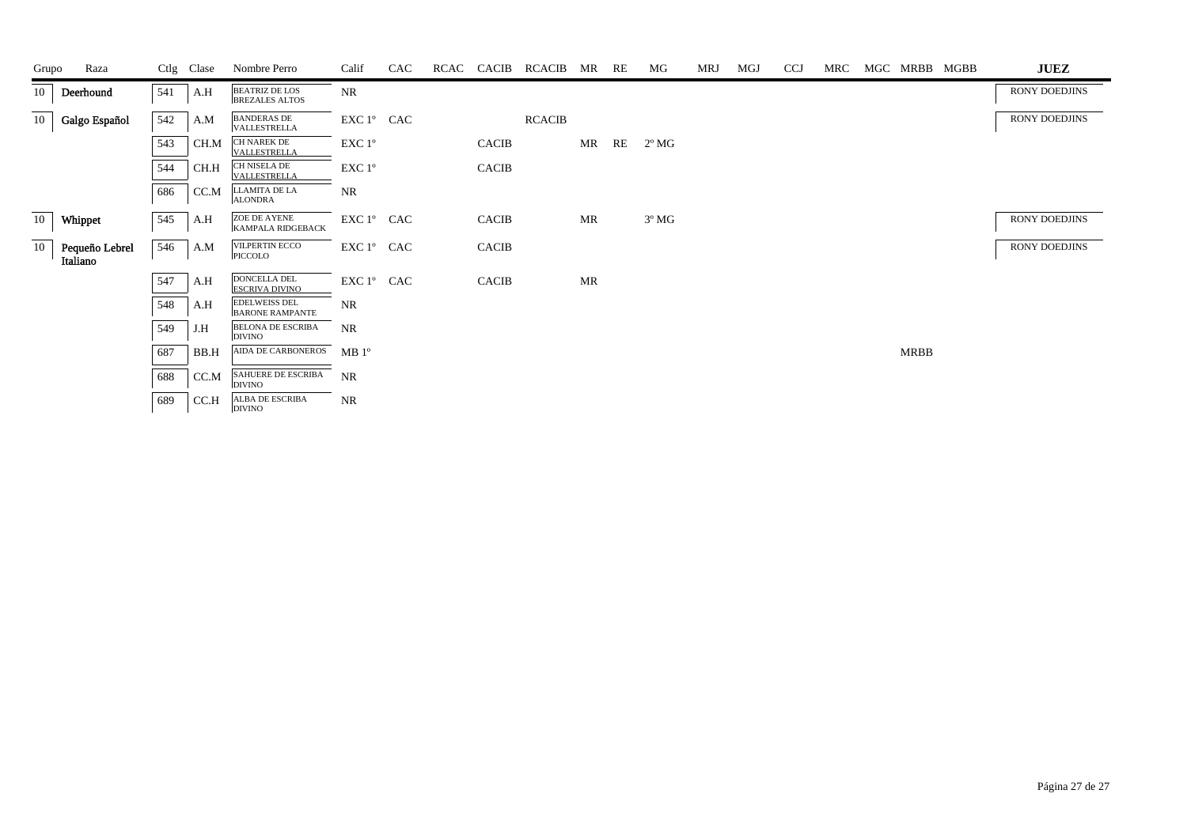| Grupo | Raza | Ctlg | Clase | Nombre Perro | Calif | CAC | RCAC | CACIB | RCACIB | MR | RE | MG | MRJ | MGJ | CCJ | MRC | MGC | MRBB | MGBB | JUEZ |
|---|---|---|---|---|---|---|---|---|---|---|---|---|---|---|---|---|---|---|---|---|
| 10 | Deerhound | 541 | A.H | BEATRIZ DE LOS BREZALES ALTOS | NR | | | | | | | | | | | | | | | RONY DOEDJINS |
| 10 | Galgo Español | 542 | A.M | BANDERAS DE VALLESTRELLA | EXC 1º | CAC | | | RCACIB | | | | | | | | | | | RONY DOEDJINS |
| | | 543 | CH.M | CH NAREK DE VALLESTRELLA | EXC 1º | | | CACIB | | MR | RE | 2º MG | | | | | | | | |
| | | 544 | CH.H | CH NISELA DE VALLESTRELLA | EXC 1º | | | CACIB | | | | | | | | | | | | |
| | | 686 | CC.M | LLAMITA DE LA ALONDRA | NR | | | | | | | | | | | | | | | |
| 10 | Whippet | 545 | A.H | ZOE DE AYENE KAMPALA RIDGEBACK | EXC 1º | CAC | | CACIB | | MR | | 3º MG | | | | | | | | RONY DOEDJINS |
| 10 | Pequeño Lebrel Italiano | 546 | A.M | VILPERTIN ECCO PICCOLO | EXC 1º | CAC | | CACIB | | | | | | | | | | | | RONY DOEDJINS |
| | | 547 | A.H | DONCELLA DEL ESCRIVA DIVINO | EXC 1º | CAC | | CACIB | | MR | | | | | | | | | | |
| | | 548 | A.H | EDELWEISS DEL BARONE RAMPANTE | NR | | | | | | | | | | | | | | | |
| | | 549 | J.H | BELONA DE ESCRIBA DIVINO | NR | | | | | | | | | | | | | | | |
| | | 687 | BB.H | AIDA DE CARBONEROS | MB 1º | | | | | | | | | | | | | MRBB | | |
| | | 688 | CC.M | SAHUERE DE ESCRIBA DIVINO | NR | | | | | | | | | | | | | | | |
| | | 689 | CC.H | ALBA DE ESCRIBA DIVINO | NR | | | | | | | | | | | | | | | |